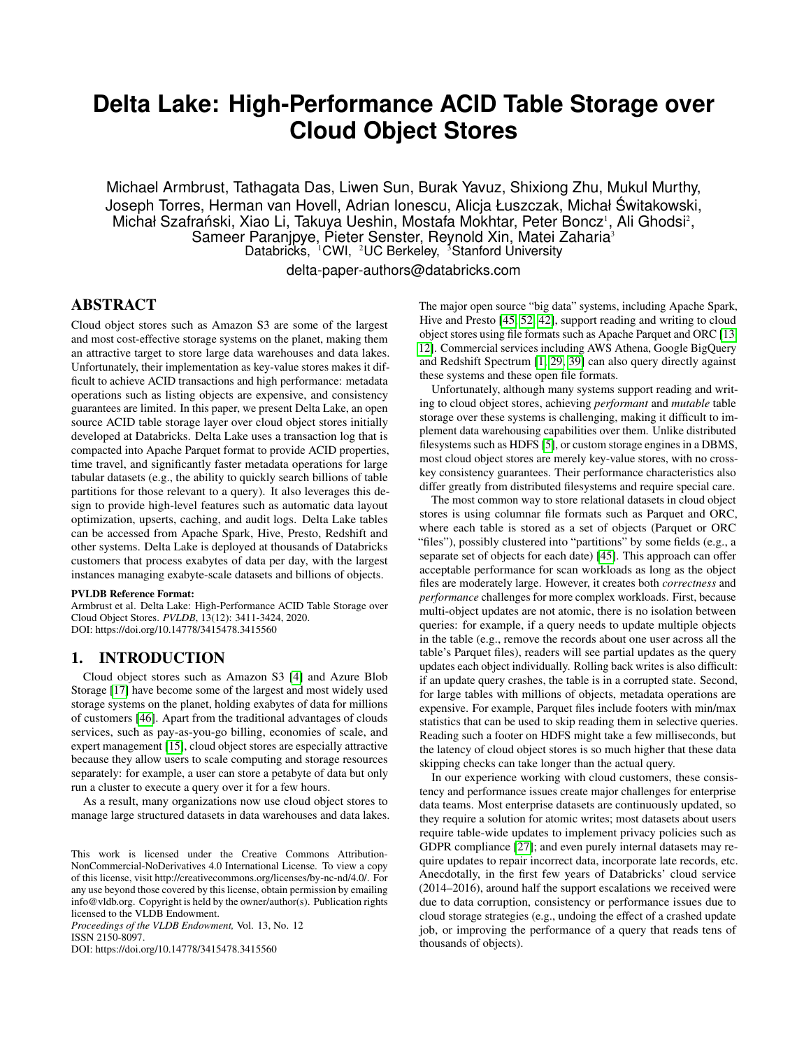# Delta Lake: High-Performance ACID Table Storage over Cloud Object Stores

Michael Armbrust, Tathagata Das, Liwen Sun, Burak Yavuz, Shixiong Zhu, Mukul Murthy, Joseph Torres, Herman van Hovell, Adrian Ionescu, Alicja Łuszczak, Michał Świtakowski, Michał Szafrański, Xiao Li, Takuya Ueshin, Mostafa Mokhtar, Peter Boncz[1], Ali Ghodsi[2], Sameer Paranjpye, Pieter Senster, Reynold Xin, Matei Zaharia[3]

Databricks, [1]CWI, [2]UC Berkeley, [3]Stanford University

delta-paper-authors@databricks.com

## ABSTRACT

Cloud object stores such as Amazon S3 are some of the largest and most cost-effective storage systems on the planet, making them an attractive target to store large data warehouses and data lakes. Unfortunately, their implementation as key-value stores makes it difficult to achieve ACID transactions and high performance: metadata operations such as listing objects are expensive, and consistency guarantees are limited. In this paper, we present Delta Lake, an open source ACID table storage layer over cloud object stores initially developed at Databricks. Delta Lake uses a transaction log that is compacted into Apache Parquet format to provide ACID properties, time travel, and significantly faster metadata operations for large tabular datasets (e.g., the ability to quickly search billions of table partitions for those relevant to a query). It also leverages this design to provide high-level features such as automatic data layout optimization, upserts, caching, and audit logs. Delta Lake tables can be accessed from Apache Spark, Hive, Presto, Redshift and other systems. Delta Lake is deployed at thousands of Databricks customers that process exabytes of data per day, with the largest instances managing exabyte-scale datasets and billions of objects.

**PVLDB Reference Format:**
Armbrust et al. Delta Lake: High-Performance ACID Table Storage over Cloud Object Stores. *PVLDB*, 13(12): 3411-3424, 2020.
DOI: https://doi.org/10.14778/3415478.3415560

## 1. INTRODUCTION

Cloud object stores such as Amazon S3 [4] and Azure Blob Storage [17] have become some of the largest and most widely used storage systems on the planet, holding exabytes of data for millions of customers [46]. Apart from the traditional advantages of clouds services, such as pay-as-you-go billing, economies of scale, and expert management [15], cloud object stores are especially attractive because they allow users to scale computing and storage resources separately: for example, a user can store a petabyte of data but only run a cluster to execute a query over it for a few hours.

As a result, many organizations now use cloud object stores to manage large structured datasets in data warehouses and data lakes. The major open source "big data" systems, including Apache Spark, Hive and Presto [45, 52, 42], support reading and writing to cloud object stores using file formats such as Apache Parquet and ORC [13, 12]. Commercial services including AWS Athena, Google BigQuery and Redshift Spectrum [1, 29, 39] can also query directly against these systems and these open file formats.

Unfortunately, although many systems support reading and writing to cloud object stores, achieving *performant* and *mutable* table storage over these systems is challenging, making it difficult to implement data warehousing capabilities over them. Unlike distributed filesystems such as HDFS [5], or custom storage engines in a DBMS, most cloud object stores are merely key-value stores, with no cross-key consistency guarantees. Their performance characteristics also differ greatly from distributed filesystems and require special care.

The most common way to store relational datasets in cloud object stores is using columnar file formats such as Parquet and ORC, where each table is stored as a set of objects (Parquet or ORC "files"), possibly clustered into "partitions" by some fields (e.g., a separate set of objects for each date) [45]. This approach can offer acceptable performance for scan workloads as long as the object files are moderately large. However, it creates both *correctness* and *performance* challenges for more complex workloads. First, because multi-object updates are not atomic, there is no isolation between queries: for example, if a query needs to update multiple objects in the table (e.g., remove the records about one user across all the table's Parquet files), readers will see partial updates as the query updates each object individually. Rolling back writes is also difficult: if an update query crashes, the table is in a corrupted state. Second, for large tables with millions of objects, metadata operations are expensive. For example, Parquet files include footers with min/max statistics that can be used to skip reading them in selective queries. Reading such a footer on HDFS might take a few milliseconds, but the latency of cloud object stores is so much higher that these data skipping checks can take longer than the actual query.

In our experience working with cloud customers, these consistency and performance issues create major challenges for enterprise data teams. Most enterprise datasets are continuously updated, so they require a solution for atomic writes; most datasets about users require table-wide updates to implement privacy policies such as GDPR compliance [27]; and even purely internal datasets may require updates to repair incorrect data, incorporate late records, etc. Anecdotally, in the first few years of Databricks' cloud service (2014–2016), around half the support escalations we received were due to data corruption, consistency or performance issues due to cloud storage strategies (e.g., undoing the effect of a crashed update job, or improving the performance of a query that reads tens of thousands of objects).

This work is licensed under the Creative Commons Attribution-NonCommercial-NoDerivatives 4.0 International License. To view a copy of this license, visit http://creativecommons.org/licenses/by-nc-nd/4.0/. For any use beyond those covered by this license, obtain permission by emailing info@vldb.org. Copyright is held by the owner/author(s). Publication rights licensed to the VLDB Endowment.
*Proceedings of the VLDB Endowment,* Vol. 13, No. 12
ISSN 2150-8097.
DOI: https://doi.org/10.14778/3415478.3415560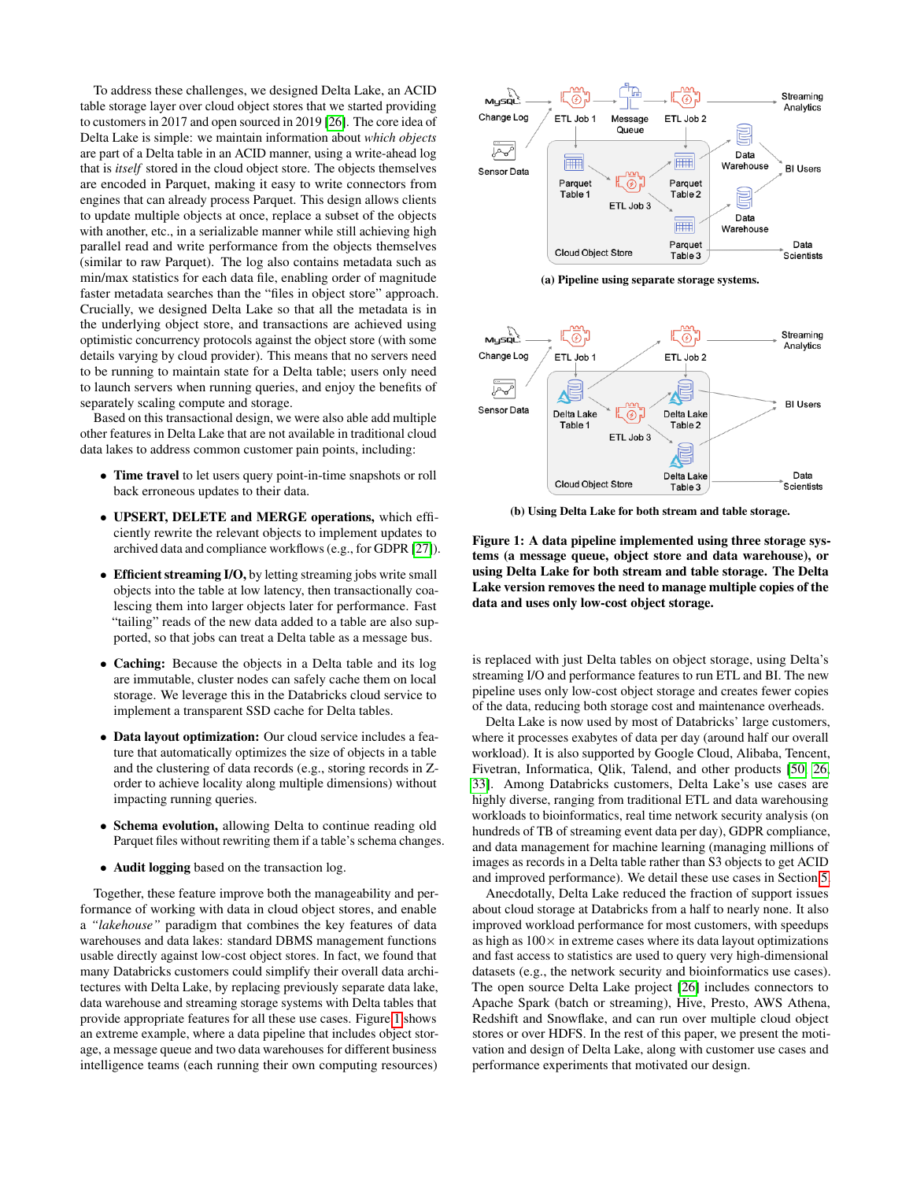To address these challenges, we designed Delta Lake, an ACID table storage layer over cloud object stores that we started providing to customers in 2017 and open sourced in 2019 [26]. The core idea of Delta Lake is simple: we maintain information about *which objects* are part of a Delta table in an ACID manner, using a write-ahead log that is *itself* stored in the cloud object store. The objects themselves are encoded in Parquet, making it easy to write connectors from engines that can already process Parquet. This design allows clients to update multiple objects at once, replace a subset of the objects with another, etc., in a serializable manner while still achieving high parallel read and write performance from the objects themselves (similar to raw Parquet). The log also contains metadata such as min/max statistics for each data file, enabling order of magnitude faster metadata searches than the "files in object store" approach. Crucially, we designed Delta Lake so that all the metadata is in the underlying object store, and transactions are achieved using optimistic concurrency protocols against the object store (with some details varying by cloud provider). This means that no servers need to be running to maintain state for a Delta table; users only need to launch servers when running queries, and enjoy the benefits of separately scaling compute and storage.

Based on this transactional design, we were also able add multiple other features in Delta Lake that are not available in traditional cloud data lakes to address common customer pain points, including:

- **Time travel** to let users query point-in-time snapshots or roll back erroneous updates to their data.
- **UPSERT, DELETE and MERGE operations,** which efficiently rewrite the relevant objects to implement updates to archived data and compliance workflows (e.g., for GDPR [27]).
- **Efficient streaming I/O,** by letting streaming jobs write small objects into the table at low latency, then transactionally coalescing them into larger objects later for performance. Fast "tailing" reads of the new data added to a table are also supported, so that jobs can treat a Delta table as a message bus.
- **Caching:** Because the objects in a Delta table and its log are immutable, cluster nodes can safely cache them on local storage. We leverage this in the Databricks cloud service to implement a transparent SSD cache for Delta tables.
- **Data layout optimization:** Our cloud service includes a feature that automatically optimizes the size of objects in a table and the clustering of data records (e.g., storing records in Z-order to achieve locality along multiple dimensions) without impacting running queries.
- **Schema evolution,** allowing Delta to continue reading old Parquet files without rewriting them if a table's schema changes.
- **Audit logging** based on the transaction log.

Together, these feature improve both the manageability and performance of working with data in cloud object stores, and enable a *"lakehouse"* paradigm that combines the key features of data warehouses and data lakes: standard DBMS management functions usable directly against low-cost object stores. In fact, we found that many Databricks customers could simplify their overall data architectures with Delta Lake, by replacing previously separate data lake, data warehouse and streaming storage systems with Delta tables that provide appropriate features for all these use cases. Figure 1 shows an extreme example, where a data pipeline that includes object storage, a message queue and two data warehouses for different business intelligence teams (each running their own computing resources) is replaced with just Delta tables on object storage, using Delta's streaming I/O and performance features to run ETL and BI. The new pipeline uses only low-cost object storage and creates fewer copies of the data, reducing both storage cost and maintenance overheads.

(a) Pipeline using separate storage systems.

(b) Using Delta Lake for both stream and table storage.

**Figure 1: A data pipeline implemented using three storage systems (a message queue, object store and data warehouse), or using Delta Lake for both stream and table storage. The Delta Lake version removes the need to manage multiple copies of the data and uses only low-cost object storage.**

Delta Lake is now used by most of Databricks' large customers, where it processes exabytes of data per day (around half our overall workload). It is also supported by Google Cloud, Alibaba, Tencent, Fivetran, Informatica, Qlik, Talend, and other products [50, 26, 33]. Among Databricks customers, Delta Lake's use cases are highly diverse, ranging from traditional ETL and data warehousing workloads to bioinformatics, real time network security analysis (on hundreds of TB of streaming event data per day), GDPR compliance, and data management for machine learning (managing millions of images as records in a Delta table rather than S3 objects to get ACID and improved performance). We detail these use cases in Section 5.

Anecdotally, Delta Lake reduced the fraction of support issues about cloud storage at Databricks from a half to nearly none. It also improved workload performance for most customers, with speedups as high as $100\times$ in extreme cases where its data layout optimizations and fast access to statistics are used to query very high-dimensional datasets (e.g., the network security and bioinformatics use cases). The open source Delta Lake project [26] includes connectors to Apache Spark (batch or streaming), Hive, Presto, AWS Athena, Redshift and Snowflake, and can run over multiple cloud object stores or over HDFS. In the rest of this paper, we present the motivation and design of Delta Lake, along with customer use cases and performance experiments that motivated our design.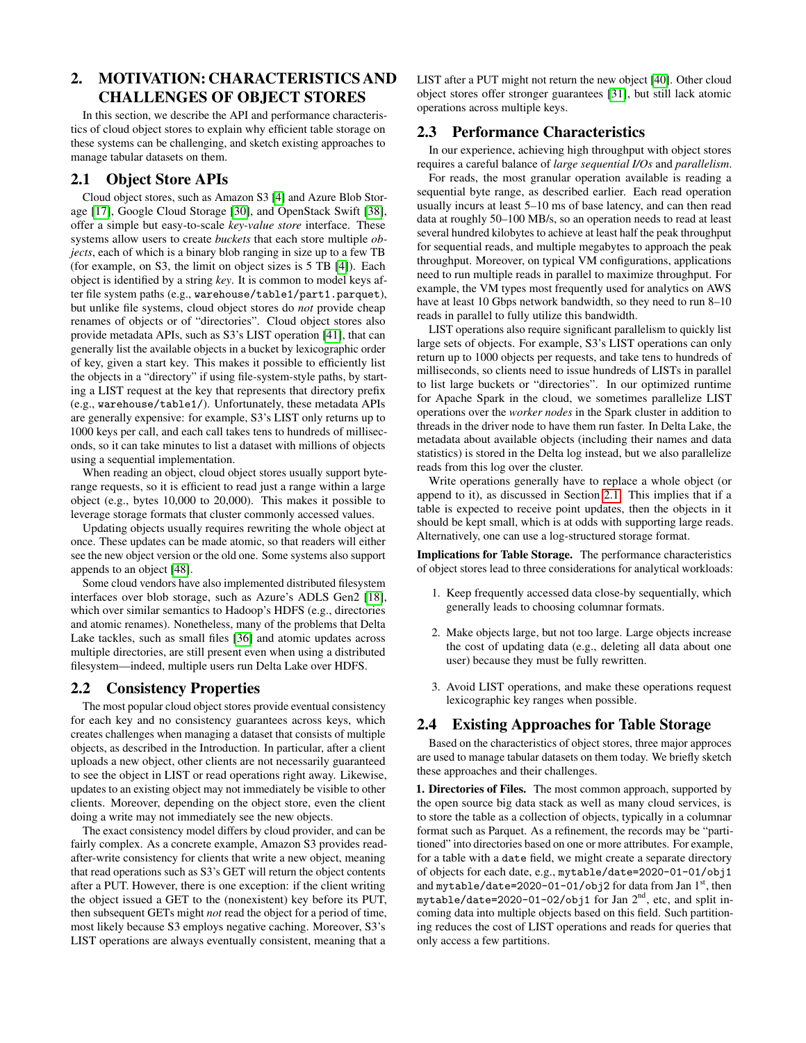## 2. MOTIVATION: CHARACTERISTICS AND CHALLENGES OF OBJECT STORES

In this section, we describe the API and performance characteristics of cloud object stores to explain why efficient table storage on these systems can be challenging, and sketch existing approaches to manage tabular datasets on them.

### 2.1 Object Store APIs

Cloud object stores, such as Amazon S3 [4] and Azure Blob Storage [17], Google Cloud Storage [30], and OpenStack Swift [38], offer a simple but easy-to-scale *key-value store* interface. These systems allow users to create *buckets* that each store multiple *objects*, each of which is a binary blob ranging in size up to a few TB (for example, on S3, the limit on object sizes is 5 TB [4]). Each object is identified by a string *key*. It is common to model keys after file system paths (e.g., `warehouse/table1/part1.parquet`), but unlike file systems, cloud object stores do *not* provide cheap renames of objects or of "directories". Cloud object stores also provide metadata APIs, such as S3's LIST operation [41], that can generally list the available objects in a bucket by lexicographic order of key, given a start key. This makes it possible to efficiently list the objects in a "directory" if using file-system-style paths, by starting a LIST request at the key that represents that directory prefix (e.g., `warehouse/table1/`). Unfortunately, these metadata APIs are generally expensive: for example, S3's LIST only returns up to 1000 keys per call, and each call takes tens to hundreds of milliseconds, so it can take minutes to list a dataset with millions of objects using a sequential implementation.

When reading an object, cloud object stores usually support byte-range requests, so it is efficient to read just a range within a large object (e.g., bytes 10,000 to 20,000). This makes it possible to leverage storage formats that cluster commonly accessed values.

Updating objects usually requires rewriting the whole object at once. These updates can be made atomic, so that readers will either see the new object version or the old one. Some systems also support appends to an object [48].

Some cloud vendors have also implemented distributed filesystem interfaces over blob storage, such as Azure's ADLS Gen2 [18], which over similar semantics to Hadoop's HDFS (e.g., directories and atomic renames). Nonetheless, many of the problems that Delta Lake tackles, such as small files [36] and atomic updates across multiple directories, are still present even when using a distributed filesystem—indeed, multiple users run Delta Lake over HDFS.

### 2.2 Consistency Properties

The most popular cloud object stores provide eventual consistency for each key and no consistency guarantees across keys, which creates challenges when managing a dataset that consists of multiple objects, as described in the Introduction. In particular, after a client uploads a new object, other clients are not necessarily guaranteed to see the object in LIST or read operations right away. Likewise, updates to an existing object may not immediately be visible to other clients. Moreover, depending on the object store, even the client doing a write may not immediately see the new objects.

The exact consistency model differs by cloud provider, and can be fairly complex. As a concrete example, Amazon S3 provides read-after-write consistency for clients that write a new object, meaning that read operations such as S3's GET will return the object contents after a PUT. However, there is one exception: if the client writing the object issued a GET to the (nonexistent) key before its PUT, then subsequent GETs might *not* read the object for a period of time, most likely because S3 employs negative caching. Moreover, S3's LIST operations are always eventually consistent, meaning that a LIST after a PUT might not return the new object [40]. Other cloud object stores offer stronger guarantees [31], but still lack atomic operations across multiple keys.

### 2.3 Performance Characteristics

In our experience, achieving high throughput with object stores requires a careful balance of *large sequential I/Os* and *parallelism*.

For reads, the most granular operation available is reading a sequential byte range, as described earlier. Each read operation usually incurs at least 5–10 ms of base latency, and can then read data at roughly 50–100 MB/s, so an operation needs to read at least several hundred kilobytes to achieve at least half the peak throughput for sequential reads, and multiple megabytes to approach the peak throughput. Moreover, on typical VM configurations, applications need to run multiple reads in parallel to maximize throughput. For example, the VM types most frequently used for analytics on AWS have at least 10 Gbps network bandwidth, so they need to run 8–10 reads in parallel to fully utilize this bandwidth.

LIST operations also require significant parallelism to quickly list large sets of objects. For example, S3's LIST operations can only return up to 1000 objects per requests, and take tens to hundreds of milliseconds, so clients need to issue hundreds of LISTs in parallel to list large buckets or "directories". In our optimized runtime for Apache Spark in the cloud, we sometimes parallelize LIST operations over the *worker nodes* in the Spark cluster in addition to threads in the driver node to have them run faster. In Delta Lake, the metadata about available objects (including their names and data statistics) is stored in the Delta log instead, but we also parallelize reads from this log over the cluster.

Write operations generally have to replace a whole object (or append to it), as discussed in Section 2.1. This implies that if a table is expected to receive point updates, then the objects in it should be kept small, which is at odds with supporting large reads. Alternatively, one can use a log-structured storage format.

**Implications for Table Storage.** The performance characteristics of object stores lead to three considerations for analytical workloads:

1. Keep frequently accessed data close-by sequentially, which generally leads to choosing columnar formats.
2. Make objects large, but not too large. Large objects increase the cost of updating data (e.g., deleting all data about one user) because they must be fully rewritten.
3. Avoid LIST operations, and make these operations request lexicographic key ranges when possible.

### 2.4 Existing Approaches for Table Storage

Based on the characteristics of object stores, three major approces are used to manage tabular datasets on them today. We briefly sketch these approaches and their challenges.

**1. Directories of Files.** The most common approach, supported by the open source big data stack as well as many cloud services, is to store the table as a collection of objects, typically in a columnar format such as Parquet. As a refinement, the records may be "partitioned" into directories based on one or more attributes. For example, for a table with a `date` field, we might create a separate directory of objects for each date, e.g., `mytable/date=2020-01-01/obj1` and `mytable/date=2020-01-01/obj2` for data from Jan 1st, then `mytable/date=2020-01-02/obj1` for Jan 2nd, etc, and split incoming data into multiple objects based on this field. Such partitioning reduces the cost of LIST operations and reads for queries that only access a few partitions.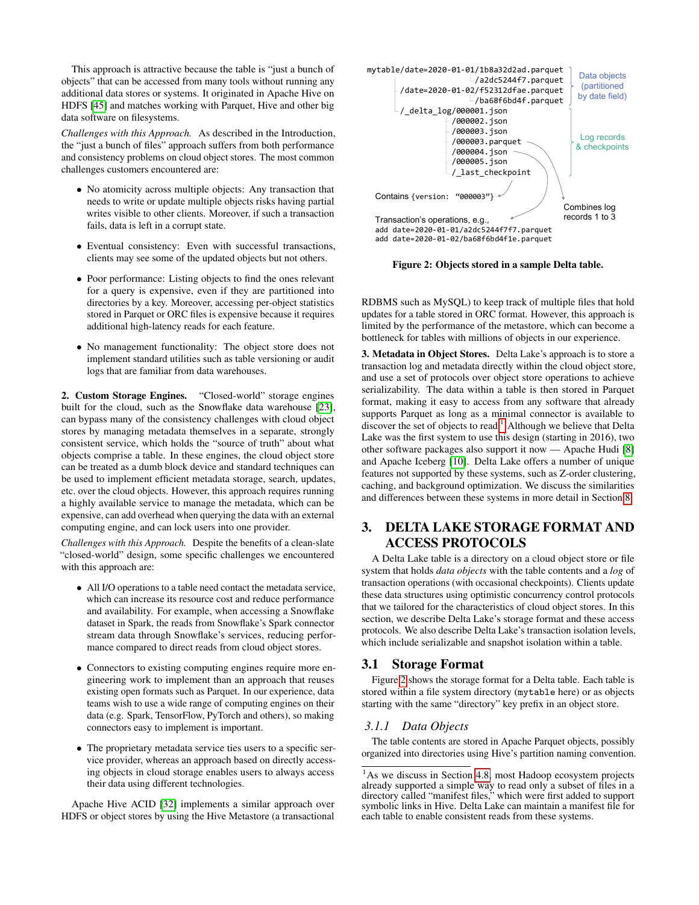This approach is attractive because the table is "just a bunch of objects" that can be accessed from many tools without running any additional data stores or systems. It originated in Apache Hive on HDFS [45] and matches working with Parquet, Hive and other big data software on filesystems.

*Challenges with this Approach.* As described in the Introduction, the "just a bunch of files" approach suffers from both performance and consistency problems on cloud object stores. The most common challenges customers encountered are:

- No atomicity across multiple objects: Any transaction that needs to write or update multiple objects risks having partial writes visible to other clients. Moreover, if such a transaction fails, data is left in a corrupt state.
- Eventual consistency: Even with successful transactions, clients may see some of the updated objects but not others.
- Poor performance: Listing objects to find the ones relevant for a query is expensive, even if they are partitioned into directories by a key. Moreover, accessing per-object statistics stored in Parquet or ORC files is expensive because it requires additional high-latency reads for each feature.
- No management functionality: The object store does not implement standard utilities such as table versioning or audit logs that are familiar from data warehouses.

**2. Custom Storage Engines.** "Closed-world" storage engines built for the cloud, such as the Snowflake data warehouse [23], can bypass many of the consistency challenges with cloud object stores by managing metadata themselves in a separate, strongly consistent service, which holds the "source of truth" about what objects comprise a table. In these engines, the cloud object store can be treated as a dumb block device and standard techniques can be used to implement efficient metadata storage, search, updates, etc. over the cloud objects. However, this approach requires running a highly available service to manage the metadata, which can be expensive, can add overhead when querying the data with an external computing engine, and can lock users into one provider.

*Challenges with this Approach.* Despite the benefits of a clean-slate "closed-world" design, some specific challenges we encountered with this approach are:

- All I/O operations to a table need contact the metadata service, which can increase its resource cost and reduce performance and availability. For example, when accessing a Snowflake dataset in Spark, the reads from Snowflake's Spark connector stream data through Snowflake's services, reducing performance compared to direct reads from cloud object stores.
- Connectors to existing computing engines require more engineering work to implement than an approach that reuses existing open formats such as Parquet. In our experience, data teams wish to use a wide range of computing engines on their data (e.g. Spark, TensorFlow, PyTorch and others), so making connectors easy to implement is important.
- The proprietary metadata service ties users to a specific service provider, whereas an approach based on directly accessing objects in cloud storage enables users to always access their data using different technologies.

Apache Hive ACID [32] implements a similar approach over HDFS or object stores by using the Hive Metastore (a transactional RDBMS such as MySQL) to keep track of multiple files that hold updates for a table stored in ORC format. However, this approach is limited by the performance of the metastore, which can become a bottleneck for tables with millions of objects in our experience.

```
mytable/date=2020-01-01/1b8a32d2ad.parquet
                       /a2dc5244f7.parquet          Data objects
       /date=2020-01-02/f52312dfae.parquet          (partitioned
                       /ba68f6bd4f.parquet          by date field)
       /_delta_log/000001.json
                  /000002.json
                  /000003.json                      Log records
                  /000003.parquet                   & checkpoints
                  /000004.json
                  /000005.json
                  /_last_checkpoint

Contains {version: "000003"}                        Combines log
                                                    records 1 to 3
Transaction's operations, e.g.,
add date=2020-01-01/a2dc5244f7f7.parquet
add date=2020-01-02/ba68f6bd4f1e.parquet
```

**Figure 2: Objects stored in a sample Delta table.**

**3. Metadata in Object Stores.** Delta Lake's approach is to store a transaction log and metadata directly within the cloud object store, and use a set of protocols over object store operations to achieve serializability. The data within a table is then stored in Parquet format, making it easy to access from any software that already supports Parquet as long as a minimal connector is available to discover the set of objects to read.[1] Although we believe that Delta Lake was the first system to use this design (starting in 2016), two other software packages also support it now — Apache Hudi [8] and Apache Iceberg [10]. Delta Lake offers a number of unique features not supported by these systems, such as Z-order clustering, caching, and background optimization. We discuss the similarities and differences between these systems in more detail in Section 8.

## 3. DELTA LAKE STORAGE FORMAT AND ACCESS PROTOCOLS

A Delta Lake table is a directory on a cloud object store or file system that holds *data objects* with the table contents and a *log* of transaction operations (with occasional checkpoints). Clients update these data structures using optimistic concurrency control protocols that we tailored for the characteristics of cloud object stores. In this section, we describe Delta Lake's storage format and these access protocols. We also describe Delta Lake's transaction isolation levels, which include serializable and snapshot isolation within a table.

### 3.1 Storage Format

Figure 2 shows the storage format for a Delta table. Each table is stored within a file system directory (`mytable` here) or as objects starting with the same "directory" key prefix in an object store.

#### 3.1.1 Data Objects

The table contents are stored in Apache Parquet objects, possibly organized into directories using Hive's partition naming convention.

[1] As we discuss in Section 4.8, most Hadoop ecosystem projects already supported a simple way to read only a subset of files in a directory called "manifest files," which were first added to support symbolic links in Hive. Delta Lake can maintain a manifest file for each table to enable consistent reads from these systems.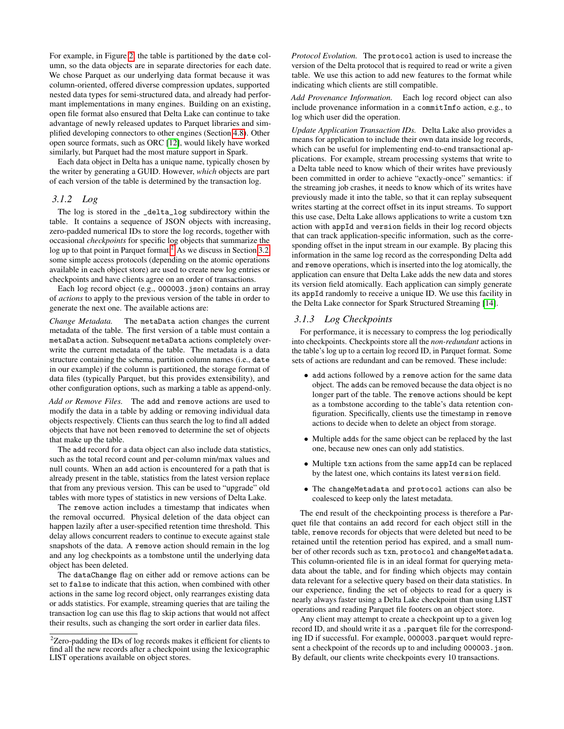For example, in Figure 2, the table is partitioned by the date column, so the data objects are in separate directories for each date. We chose Parquet as our underlying data format because it was column-oriented, offered diverse compression updates, supported nested data types for semi-structured data, and already had performant implementations in many engines. Building on an existing, open file format also ensured that Delta Lake can continue to take advantage of newly released updates to Parquet libraries and simplified developing connectors to other engines (Section 4.8). Other open source formats, such as ORC [12], would likely have worked similarly, but Parquet had the most mature support in Spark.

Each data object in Delta has a unique name, typically chosen by the writer by generating a GUID. However, *which* objects are part of each version of the table is determined by the transaction log.

### 3.1.2 Log

The log is stored in the `_delta_log` subdirectory within the table. It contains a sequence of JSON objects with increasing, zero-padded numerical IDs to store the log records, together with occasional *checkpoints* for specific log objects that summarize the log up to that point in Parquet format.[2] As we discuss in Section 3.2, some simple access protocols (depending on the atomic operations available in each object store) are used to create new log entries or checkpoints and have clients agree on an order of transactions.

Each log record object (e.g., `000003.json`) contains an array of *actions* to apply to the previous version of the table in order to generate the next one. The available actions are:

*Change Metadata.* The `metaData` action changes the current metadata of the table. The first version of a table must contain a `metaData` action. Subsequent `metaData` actions completely overwrite the current metadata of the table. The metadata is a data structure containing the schema, partition column names (i.e., `date` in our example) if the column is partitioned, the storage format of data files (typically Parquet, but this provides extensibility), and other configuration options, such as marking a table as append-only.

*Add or Remove Files.* The `add` and `remove` actions are used to modify the data in a table by adding or removing individual data objects respectively. Clients can thus search the log to find all added objects that have not been removed to determine the set of objects that make up the table.

The `add` record for a data object can also include data statistics, such as the total record count and per-column min/max values and null counts. When an `add` action is encountered for a path that is already present in the table, statistics from the latest version replace that from any previous version. This can be used to "upgrade" old tables with more types of statistics in new versions of Delta Lake.

The `remove` action includes a timestamp that indicates when the removal occurred. Physical deletion of the data object can happen lazily after a user-specified retention time threshold. This delay allows concurrent readers to continue to execute against stale snapshots of the data. A `remove` action should remain in the log and any log checkpoints as a tombstone until the underlying data object has been deleted.

The `dataChange` flag on either add or remove actions can be set to `false` to indicate that this action, when combined with other actions in the same log record object, only rearranges existing data or adds statistics. For example, streaming queries that are tailing the transaction log can use this flag to skip actions that would not affect their results, such as changing the sort order in earlier data files.

*Protocol Evolution.* The `protocol` action is used to increase the version of the Delta protocol that is required to read or write a given table. We use this action to add new features to the format while indicating which clients are still compatible.

*Add Provenance Information.* Each log record object can also include provenance information in a `commitInfo` action, e.g., to log which user did the operation.

*Update Application Transaction IDs.* Delta Lake also provides a means for application to include their own data inside log records, which can be useful for implementing end-to-end transactional applications. For example, stream processing systems that write to a Delta table need to know which of their writes have previously been committed in order to achieve "exactly-once" semantics: if the streaming job crashes, it needs to know which of its writes have previously made it into the table, so that it can replay subsequent writes starting at the correct offset in its input streams. To support this use case, Delta Lake allows applications to write a custom `txn` action with `appId` and `version` fields in their log record objects that can track application-specific information, such as the corresponding offset in the input stream in our example. By placing this information in the same log record as the corresponding Delta `add` and `remove` operations, which is inserted into the log atomically, the application can ensure that Delta Lake adds the new data and stores its version field atomically. Each application can simply generate its `appId` randomly to receive a unique ID. We use this facility in the Delta Lake connector for Spark Structured Streaming [14].

### 3.1.3 Log Checkpoints

For performance, it is necessary to compress the log periodically into checkpoints. Checkpoints store all the *non-redundant* actions in the table's log up to a certain log record ID, in Parquet format. Some sets of actions are redundant and can be removed. These include:

- `add` actions followed by a `remove` action for the same data object. The `add`s can be removed because the data object is no longer part of the table. The `remove` actions should be kept as a tombstone according to the table's data retention configuration. Specifically, clients use the timestamp in `remove` actions to decide when to delete an object from storage.
- Multiple `add`s for the same object can be replaced by the last one, because new ones can only add statistics.
- Multiple `txn` actions from the same `appId` can be replaced by the latest one, which contains its latest `version` field.
- The `changeMetadata` and `protocol` actions can also be coalesced to keep only the latest metadata.

The end result of the checkpointing process is therefore a Parquet file that contains an `add` record for each object still in the table, `remove` records for objects that were deleted but need to be retained until the retention period has expired, and a small number of other records such as `txn`, `protocol` and `changeMetadata`. This column-oriented file is in an ideal format for querying metadata about the table, and for finding which objects may contain data relevant for a selective query based on their data statistics. In our experience, finding the set of objects to read for a query is nearly always faster using a Delta Lake checkpoint than using LIST operations and reading Parquet file footers on an object store.

Any client may attempt to create a checkpoint up to a given log record ID, and should write it as a `.parquet` file for the corresponding ID if successful. For example, `000003.parquet` would represent a checkpoint of the records up to and including `000003.json`. By default, our clients write checkpoints every 10 transactions.

[2] Zero-padding the IDs of log records makes it efficient for clients to find all the new records after a checkpoint using the lexicographic LIST operations available on object stores.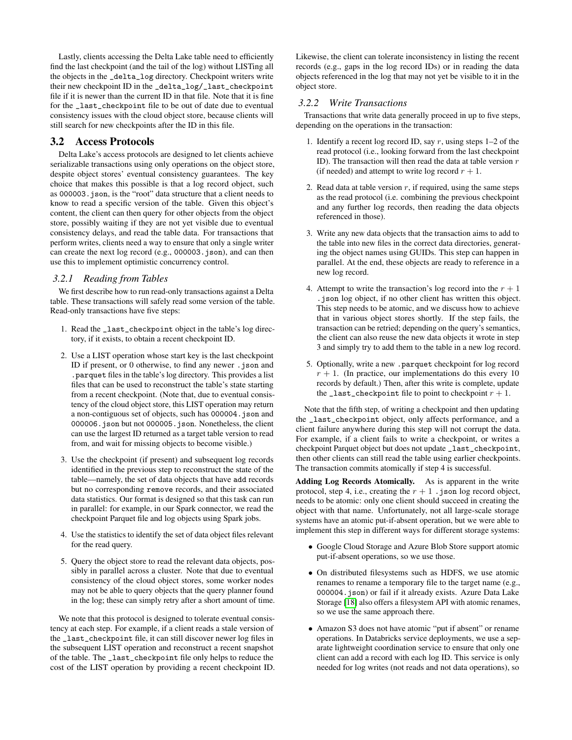Lastly, clients accessing the Delta Lake table need to efficiently find the last checkpoint (and the tail of the log) without LISTing all the objects in the `_delta_log` directory. Checkpoint writers write their new checkpoint ID in the `_delta_log/_last_checkpoint` file if it is newer than the current ID in that file. Note that it is fine for the `_last_checkpoint` file to be out of date due to eventual consistency issues with the cloud object store, because clients will still search for new checkpoints after the ID in this file.

## 3.2 Access Protocols

Delta Lake's access protocols are designed to let clients achieve serializable transactions using only operations on the object store, despite object stores' eventual consistency guarantees. The key choice that makes this possible is that a log record object, such as `000003.json`, is the "root" data structure that a client needs to know to read a specific version of the table. Given this object's content, the client can then query for other objects from the object store, possibly waiting if they are not yet visible due to eventual consistency delays, and read the table data. For transactions that perform writes, clients need a way to ensure that only a single writer can create the next log record (e.g., `000003.json`), and can then use this to implement optimistic concurrency control.

### 3.2.1 Reading from Tables

We first describe how to run read-only transactions against a Delta table. These transactions will safely read some version of the table. Read-only transactions have five steps:

1. Read the `_last_checkpoint` object in the table's log directory, if it exists, to obtain a recent checkpoint ID.
2. Use a LIST operation whose start key is the last checkpoint ID if present, or 0 otherwise, to find any newer `.json` and `.parquet` files in the table's log directory. This provides a list files that can be used to reconstruct the table's state starting from a recent checkpoint. (Note that, due to eventual consistency of the cloud object store, this LIST operation may return a non-contiguous set of objects, such has `000004.json` and `000006.json` but not `000005.json`. Nonetheless, the client can use the largest ID returned as a target table version to read from, and wait for missing objects to become visible.)
3. Use the checkpoint (if present) and subsequent log records identified in the previous step to reconstruct the state of the table—namely, the set of data objects that have `add` records but no corresponding `remove` records, and their associated data statistics. Our format is designed so that this task can run in parallel: for example, in our Spark connector, we read the checkpoint Parquet file and log objects using Spark jobs.
4. Use the statistics to identify the set of data object files relevant for the read query.
5. Query the object store to read the relevant data objects, possibly in parallel across a cluster. Note that due to eventual consistency of the cloud object stores, some worker nodes may not be able to query objects that the query planner found in the log; these can simply retry after a short amount of time.

We note that this protocol is designed to tolerate eventual consistency at each step. For example, if a client reads a stale version of the `_last_checkpoint` file, it can still discover newer log files in the subsequent LIST operation and reconstruct a recent snapshot of the table. The `_last_checkpoint` file only helps to reduce the cost of the LIST operation by providing a recent checkpoint ID. Likewise, the client can tolerate inconsistency in listing the recent records (e.g., gaps in the log record IDs) or in reading the data objects referenced in the log that may not yet be visible to it in the object store.

### 3.2.2 Write Transactions

Transactions that write data generally proceed in up to five steps, depending on the operations in the transaction:

1. Identify a recent log record ID, say $r$, using steps 1–2 of the read protocol (i.e., looking forward from the last checkpoint ID). The transaction will then read the data at table version $r$ (if needed) and attempt to write log record $r + 1$.
2. Read data at table version $r$, if required, using the same steps as the read protocol (i.e. combining the previous checkpoint and any further log records, then reading the data objects referenced in those).
3. Write any new data objects that the transaction aims to add to the table into new files in the correct data directories, generating the object names using GUIDs. This step can happen in parallel. At the end, these objects are ready to reference in a new log record.
4. Attempt to write the transaction's log record into the $r + 1$ `.json` log object, if no other client has written this object. This step needs to be atomic, and we discuss how to achieve that in various object stores shortly. If the step fails, the transaction can be retried; depending on the query's semantics, the client can also reuse the new data objects it wrote in step 3 and simply try to add them to the table in a new log record.
5. Optionally, write a new `.parquet` checkpoint for log record $r + 1$. (In practice, our implementations do this every 10 records by default.) Then, after this write is complete, update the `_last_checkpoint` file to point to checkpoint $r + 1$.

Note that the fifth step, of writing a checkpoint and then updating the `_last_checkpoint` object, only affects performance, and a client failure anywhere during this step will not corrupt the data. For example, if a client fails to write a checkpoint, or writes a checkpoint Parquet object but does not update `_last_checkpoint`, then other clients can still read the table using earlier checkpoints. The transaction commits atomically if step 4 is successful.

**Adding Log Records Atomically.** As is apparent in the write protocol, step 4, i.e., creating the $r + 1$ `.json` log record object, needs to be atomic: only one client should succeed in creating the object with that name. Unfortunately, not all large-scale storage systems have an atomic put-if-absent operation, but we were able to implement this step in different ways for different storage systems:

- Google Cloud Storage and Azure Blob Store support atomic put-if-absent operations, so we use those.
- On distributed filesystems such as HDFS, we use atomic renames to rename a temporary file to the target name (e.g., `000004.json`) or fail if it already exists. Azure Data Lake Storage [18] also offers a filesystem API with atomic renames, so we use the same approach there.
- Amazon S3 does not have atomic "put if absent" or rename operations. In Databricks service deployments, we use a separate lightweight coordination service to ensure that only one client can add a record with each log ID. This service is only needed for log writes (not reads and not data operations), so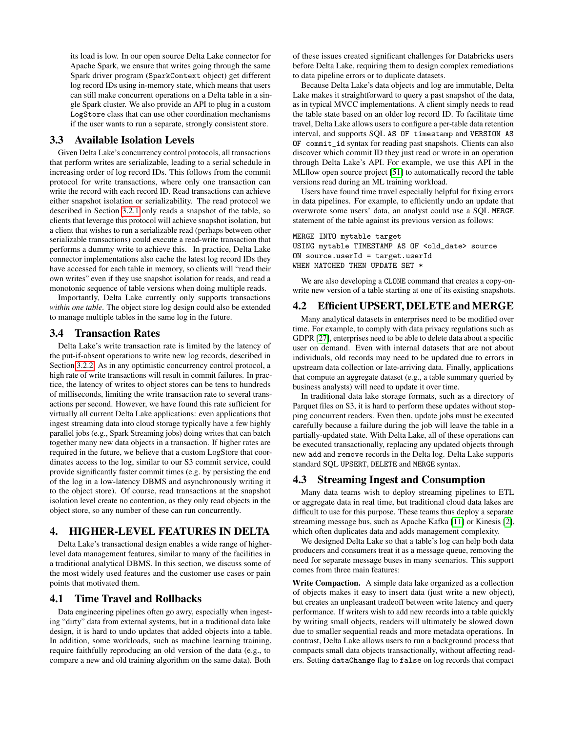its load is low. In our open source Delta Lake connector for Apache Spark, we ensure that writes going through the same Spark driver program (`SparkContext` object) get different log record IDs using in-memory state, which means that users can still make concurrent operations on a Delta table in a single Spark cluster. We also provide an API to plug in a custom `LogStore` class that can use other coordination mechanisms if the user wants to run a separate, strongly consistent store.

### 3.3 Available Isolation Levels

Given Delta Lake's concurrency control protocols, all transactions that perform writes are serializable, leading to a serial schedule in increasing order of log record IDs. This follows from the commit protocol for write transactions, where only one transaction can write the record with each record ID. Read transactions can achieve either snapshot isolation or serializability. The read protocol we described in Section 3.2.1 only reads a snapshot of the table, so clients that leverage this protocol will achieve snapshot isolation, but a client that wishes to run a serializable read (perhaps between other serializable transactions) could execute a read-write transaction that performs a dummy write to achieve this. In practice, Delta Lake connector implementations also cache the latest log record IDs they have accessed for each table in memory, so clients will "read their own writes" even if they use snapshot isolation for reads, and read a monotonic sequence of table versions when doing multiple reads.

Importantly, Delta Lake currently only supports transactions *within one table*. The object store log design could also be extended to manage multiple tables in the same log in the future.

### 3.4 Transaction Rates

Delta Lake's write transaction rate is limited by the latency of the put-if-absent operations to write new log records, described in Section 3.2.2. As in any optimistic concurrency control protocol, a high rate of write transactions will result in commit failures. In practice, the latency of writes to object stores can be tens to hundreds of milliseconds, limiting the write transaction rate to several transactions per second. However, we have found this rate sufficient for virtually all current Delta Lake applications: even applications that ingest streaming data into cloud storage typically have a few highly parallel jobs (e.g., Spark Streaming jobs) doing writes that can batch together many new data objects in a transaction. If higher rates are required in the future, we believe that a custom LogStore that coordinates access to the log, similar to our S3 commit service, could provide significantly faster commit times (e.g. by persisting the end of the log in a low-latency DBMS and asynchronously writing it to the object store). Of course, read transactions at the snapshot isolation level create no contention, as they only read objects in the object store, so any number of these can run concurrently.

## 4. HIGHER-LEVEL FEATURES IN DELTA

Delta Lake's transactional design enables a wide range of higher-level data management features, similar to many of the facilities in a traditional analytical DBMS. In this section, we discuss some of the most widely used features and the customer use cases or pain points that motivated them.

### 4.1 Time Travel and Rollbacks

Data engineering pipelines often go awry, especially when ingesting "dirty" data from external systems, but in a traditional data lake design, it is hard to undo updates that added objects into a table. In addition, some workloads, such as machine learning training, require faithfully reproducing an old version of the data (e.g., to compare a new and old training algorithm on the same data). Both of these issues created significant challenges for Databricks users before Delta Lake, requiring them to design complex remediations to data pipeline errors or to duplicate datasets.

Because Delta Lake's data objects and log are immutable, Delta Lake makes it straightforward to query a past snapshot of the data, as in typical MVCC implementations. A client simply needs to read the table state based on an older log record ID. To facilitate time travel, Delta Lake allows users to configure a per-table data retention interval, and supports SQL `AS OF timestamp` and `VERSION AS OF commit_id` syntax for reading past snapshots. Clients can also discover which commit ID they just read or wrote in an operation through Delta Lake's API. For example, we use this API in the MLflow open source project [51] to automatically record the table versions read during an ML training workload.

Users have found time travel especially helpful for fixing errors in data pipelines. For example, to efficiently undo an update that overwrote some users' data, an analyst could use a SQL `MERGE` statement of the table against its previous version as follows:

```
MERGE INTO mytable target
USING mytable TIMESTAMP AS OF <old_date> source
ON source.userId = target.userId
WHEN MATCHED THEN UPDATE SET *
```

We are also developing a `CLONE` command that creates a copy-on-write new version of a table starting at one of its existing snapshots.

### 4.2 Efficient UPSERT, DELETE and MERGE

Many analytical datasets in enterprises need to be modified over time. For example, to comply with data privacy regulations such as GDPR [27], enterprises need to be able to delete data about a specific user on demand. Even with internal datasets that are not about individuals, old records may need to be updated due to errors in upstream data collection or late-arriving data. Finally, applications that compute an aggregate dataset (e.g., a table summary queried by business analysts) will need to update it over time.

In traditional data lake storage formats, such as a directory of Parquet files on S3, it is hard to perform these updates without stopping concurrent readers. Even then, update jobs must be executed carefully because a failure during the job will leave the table in a partially-updated state. With Delta Lake, all of these operations can be executed transactionally, replacing any updated objects through new `add` and `remove` records in the Delta log. Delta Lake supports standard SQL `UPSERT`, `DELETE` and `MERGE` syntax.

### 4.3 Streaming Ingest and Consumption

Many data teams wish to deploy streaming pipelines to ETL or aggregate data in real time, but traditional cloud data lakes are difficult to use for this purpose. These teams thus deploy a separate streaming message bus, such as Apache Kafka [11] or Kinesis [2], which often duplicates data and adds management complexity.

We designed Delta Lake so that a table's log can help both data producers and consumers treat it as a message queue, removing the need for separate message buses in many scenarios. This support comes from three main features:

**Write Compaction.** A simple data lake organized as a collection of objects makes it easy to insert data (just write a new object), but creates an unpleasant tradeoff between write latency and query performance. If writers wish to add new records into a table quickly by writing small objects, readers will ultimately be slowed down due to smaller sequential reads and more metadata operations. In contrast, Delta Lake allows users to run a background process that compacts small data objects transactionally, without affecting readers. Setting `dataChange` flag to `false` on log records that compact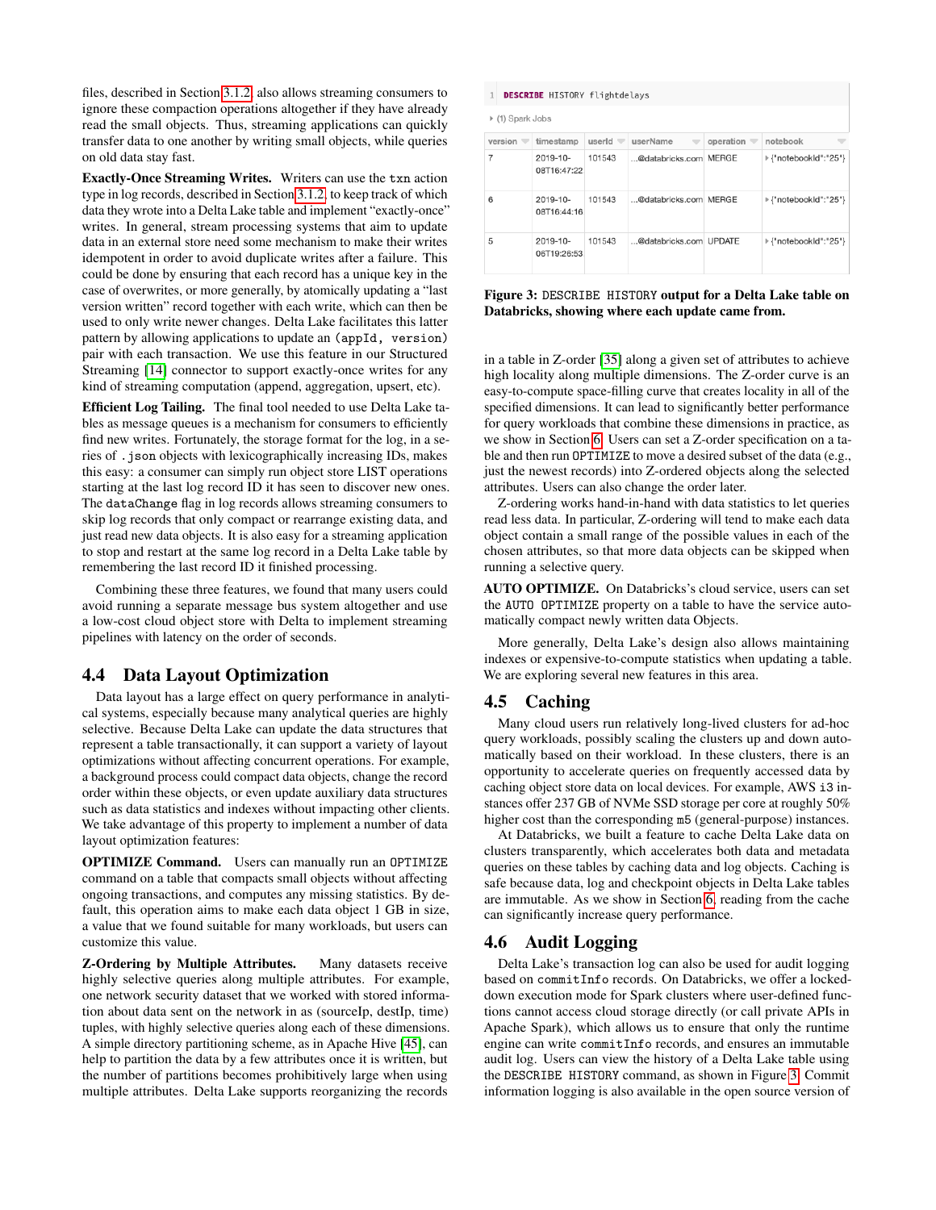files, described in Section 3.1.2, also allows streaming consumers to ignore these compaction operations altogether if they have already read the small objects. Thus, streaming applications can quickly transfer data to one another by writing small objects, while queries on old data stay fast.

**Exactly-Once Streaming Writes.** Writers can use the `txn` action type in log records, described in Section 3.1.2, to keep track of which data they wrote into a Delta Lake table and implement "exactly-once" writes. In general, stream processing systems that aim to update data in an external store need some mechanism to make their writes idempotent in order to avoid duplicate writes after a failure. This could be done by ensuring that each record has a unique key in the case of overwrites, or more generally, by atomically updating a "last version written" record together with each write, which can then be used to only write newer changes. Delta Lake facilitates this latter pattern by allowing applications to update an `(appId, version)` pair with each transaction. We use this feature in our Structured Streaming [14] connector to support exactly-once writes for any kind of streaming computation (append, aggregation, upsert, etc).

**Efficient Log Tailing.** The final tool needed to use Delta Lake tables as message queues is a mechanism for consumers to efficiently find new writes. Fortunately, the storage format for the log, in a series of `.json` objects with lexicographically increasing IDs, makes this easy: a consumer can simply run object store LIST operations starting at the last log record ID it has seen to discover new ones. The `dataChange` flag in log records allows streaming consumers to skip log records that only compact or rearrange existing data, and just read new data objects. It is also easy for a streaming application to stop and restart at the same log record in a Delta Lake table by remembering the last record ID it finished processing.

Combining these three features, we found that many users could avoid running a separate message bus system altogether and use a low-cost cloud object store with Delta to implement streaming pipelines with latency on the order of seconds.

## 4.4 Data Layout Optimization

Data layout has a large effect on query performance in analytical systems, especially because many analytical queries are highly selective. Because Delta Lake can update the data structures that represent a table transactionally, it can support a variety of layout optimizations without affecting concurrent operations. For example, a background process could compact data objects, change the record order within these objects, or even update auxiliary data structures such as data statistics and indexes without impacting other clients. We take advantage of this property to implement a number of data layout optimization features:

**OPTIMIZE Command.** Users can manually run an `OPTIMIZE` command on a table that compacts small objects without affecting ongoing transactions, and computes any missing statistics. By default, this operation aims to make each data object 1 GB in size, a value that we found suitable for many workloads, but users can customize this value.

**Z-Ordering by Multiple Attributes.** Many datasets receive highly selective queries along multiple attributes. For example, one network security dataset that we worked with stored information about data sent on the network in as (sourceIp, destIp, time) tuples, with highly selective queries along each of these dimensions. A simple directory partitioning scheme, as in Apache Hive [45], can help to partition the data by a few attributes once it is written, but the number of partitions becomes prohibitively large when using multiple attributes. Delta Lake supports reorganizing the records in a table in Z-order [35] along a given set of attributes to achieve high locality along multiple dimensions. The Z-order curve is an easy-to-compute space-filling curve that creates locality in all of the specified dimensions. It can lead to significantly better performance for query workloads that combine these dimensions in practice, as we show in Section 6. Users can set a Z-order specification on a table and then run `OPTIMIZE` to move a desired subset of the data (e.g., just the newest records) into Z-ordered objects along the selected attributes. Users can also change the order later.

Z-ordering works hand-in-hand with data statistics to let queries read less data. In particular, Z-ordering will tend to make each data object contain a small range of the possible values in each of the chosen attributes, so that more data objects can be skipped when running a selective query.

**AUTO OPTIMIZE.** On Databricks's cloud service, users can set the `AUTO OPTIMIZE` property on a table to have the service automatically compact newly written data Objects.

More generally, Delta Lake's design also allows maintaining indexes or expensive-to-compute statistics when updating a table. We are exploring several new features in this area.

```
1  DESCRIBE HISTORY flightdelays
```

▸ (1) Spark Jobs

| version | timestamp | userId | userName | operation | notebook |
|---|---|---|---|---|---|
| 7 | 2019-10-08T16:47:22 | 101543 | ...@databricks.com | MERGE | ▸ {"notebookId":"25"} |
| 6 | 2019-10-08T16:44:16 | 101543 | ...@databricks.com | MERGE | ▸ {"notebookId":"25"} |
| 5 | 2019-10-06T19:26:53 | 101543 | ...@databricks.com | UPDATE | ▸ {"notebookId":"25"} |

**Figure 3: `DESCRIBE HISTORY` output for a Delta Lake table on Databricks, showing where each update came from.**

## 4.5 Caching

Many cloud users run relatively long-lived clusters for ad-hoc query workloads, possibly scaling the clusters up and down automatically based on their workload. In these clusters, there is an opportunity to accelerate queries on frequently accessed data by caching object store data on local devices. For example, AWS `i3` instances offer 237 GB of NVMe SSD storage per core at roughly 50% higher cost than the corresponding `m5` (general-purpose) instances.

At Databricks, we built a feature to cache Delta Lake data on clusters transparently, which accelerates both data and metadata queries on these tables by caching data and log objects. Caching is safe because data, log and checkpoint objects in Delta Lake tables are immutable. As we show in Section 6, reading from the cache can significantly increase query performance.

## 4.6 Audit Logging

Delta Lake's transaction log can also be used for audit logging based on `commitInfo` records. On Databricks, we offer a locked-down execution mode for Spark clusters where user-defined functions cannot access cloud storage directly (or call private APIs in Apache Spark), which allows us to ensure that only the runtime engine can write `commitInfo` records, and ensures an immutable audit log. Users can view the history of a Delta Lake table using the `DESCRIBE HISTORY` command, as shown in Figure 3. Commit information logging is also available in the open source version of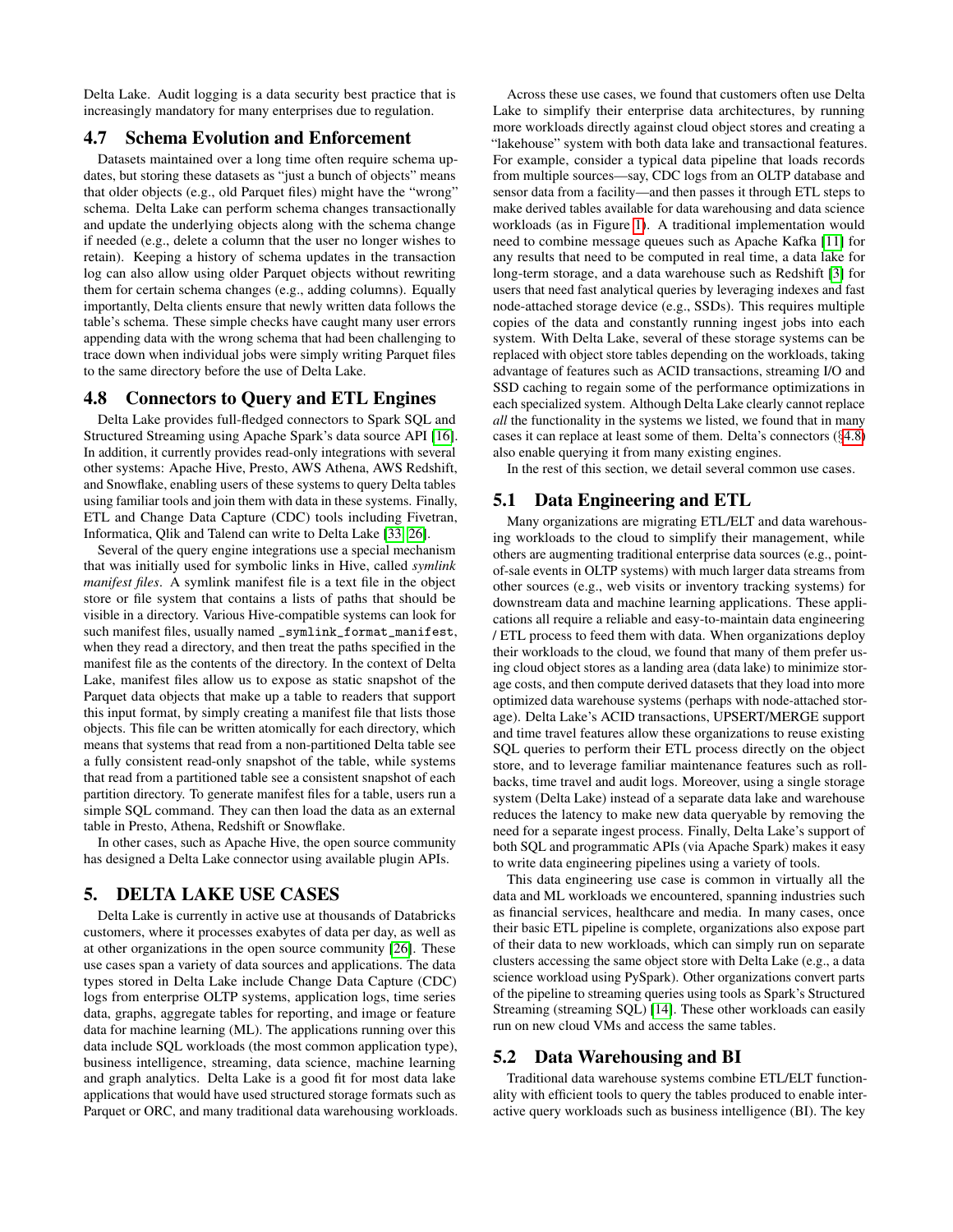Delta Lake. Audit logging is a data security best practice that is increasingly mandatory for many enterprises due to regulation.

## 4.7 Schema Evolution and Enforcement

Datasets maintained over a long time often require schema updates, but storing these datasets as "just a bunch of objects" means that older objects (e.g., old Parquet files) might have the "wrong" schema. Delta Lake can perform schema changes transactionally and update the underlying objects along with the schema change if needed (e.g., delete a column that the user no longer wishes to retain). Keeping a history of schema updates in the transaction log can also allow using older Parquet objects without rewriting them for certain schema changes (e.g., adding columns). Equally importantly, Delta clients ensure that newly written data follows the table's schema. These simple checks have caught many user errors appending data with the wrong schema that had been challenging to trace down when individual jobs were simply writing Parquet files to the same directory before the use of Delta Lake.

## 4.8 Connectors to Query and ETL Engines

Delta Lake provides full-fledged connectors to Spark SQL and Structured Streaming using Apache Spark's data source API [16]. In addition, it currently provides read-only integrations with several other systems: Apache Hive, Presto, AWS Athena, AWS Redshift, and Snowflake, enabling users of these systems to query Delta tables using familiar tools and join them with data in these systems. Finally, ETL and Change Data Capture (CDC) tools including Fivetran, Informatica, Qlik and Talend can write to Delta Lake [33, 26].

Several of the query engine integrations use a special mechanism that was initially used for symbolic links in Hive, called *symlink manifest files*. A symlink manifest file is a text file in the object store or file system that contains a lists of paths that should be visible in a directory. Various Hive-compatible systems can look for such manifest files, usually named `_symlink_format_manifest`, when they read a directory, and then treat the paths specified in the manifest file as the contents of the directory. In the context of Delta Lake, manifest files allow us to expose as static snapshot of the Parquet data objects that make up a table to readers that support this input format, by simply creating a manifest file that lists those objects. This file can be written atomically for each directory, which means that systems that read from a non-partitioned Delta table see a fully consistent read-only snapshot of the table, while systems that read from a partitioned table see a consistent snapshot of each partition directory. To generate manifest files for a table, users run a simple SQL command. They can then load the data as an external table in Presto, Athena, Redshift or Snowflake.

In other cases, such as Apache Hive, the open source community has designed a Delta Lake connector using available plugin APIs.

# 5. DELTA LAKE USE CASES

Delta Lake is currently in active use at thousands of Databricks customers, where it processes exabytes of data per day, as well as at other organizations in the open source community [26]. These use cases span a variety of data sources and applications. The data types stored in Delta Lake include Change Data Capture (CDC) logs from enterprise OLTP systems, application logs, time series data, graphs, aggregate tables for reporting, and image or feature data for machine learning (ML). The applications running over this data include SQL workloads (the most common application type), business intelligence, streaming, data science, machine learning and graph analytics. Delta Lake is a good fit for most data lake applications that would have used structured storage formats such as Parquet or ORC, and many traditional data warehousing workloads.

Across these use cases, we found that customers often use Delta Lake to simplify their enterprise data architectures, by running more workloads directly against cloud object stores and creating a "lakehouse" system with both data lake and transactional features. For example, consider a typical data pipeline that loads records from multiple sources—say, CDC logs from an OLTP database and sensor data from a facility—and then passes it through ETL steps to make derived tables available for data warehousing and data science workloads (as in Figure 1). A traditional implementation would need to combine message queues such as Apache Kafka [11] for any results that need to be computed in real time, a data lake for long-term storage, and a data warehouse such as Redshift [3] for users that need fast analytical queries by leveraging indexes and fast node-attached storage device (e.g., SSDs). This requires multiple copies of the data and constantly running ingest jobs into each system. With Delta Lake, several of these storage systems can be replaced with object store tables depending on the workloads, taking advantage of features such as ACID transactions, streaming I/O and SSD caching to regain some of the performance optimizations in each specialized system. Although Delta Lake clearly cannot replace *all* the functionality in the systems we listed, we found that in many cases it can replace at least some of them. Delta's connectors (§4.8) also enable querying it from many existing engines.

In the rest of this section, we detail several common use cases.

## 5.1 Data Engineering and ETL

Many organizations are migrating ETL/ELT and data warehousing workloads to the cloud to simplify their management, while others are augmenting traditional enterprise data sources (e.g., point-of-sale events in OLTP systems) with much larger data streams from other sources (e.g., web visits or inventory tracking systems) for downstream data and machine learning applications. These applications all require a reliable and easy-to-maintain data engineering / ETL process to feed them with data. When organizations deploy their workloads to the cloud, we found that many of them prefer using cloud object stores as a landing area (data lake) to minimize storage costs, and then compute derived datasets that they load into more optimized data warehouse systems (perhaps with node-attached storage). Delta Lake's ACID transactions, UPSERT/MERGE support and time travel features allow these organizations to reuse existing SQL queries to perform their ETL process directly on the object store, and to leverage familiar maintenance features such as rollbacks, time travel and audit logs. Moreover, using a single storage system (Delta Lake) instead of a separate data lake and warehouse reduces the latency to make new data queryable by removing the need for a separate ingest process. Finally, Delta Lake's support of both SQL and programmatic APIs (via Apache Spark) makes it easy to write data engineering pipelines using a variety of tools.

This data engineering use case is common in virtually all the data and ML workloads we encountered, spanning industries such as financial services, healthcare and media. In many cases, once their basic ETL pipeline is complete, organizations also expose part of their data to new workloads, which can simply run on separate clusters accessing the same object store with Delta Lake (e.g., a data science workload using PySpark). Other organizations convert parts of the pipeline to streaming queries using tools as Spark's Structured Streaming (streaming SQL) [14]. These other workloads can easily run on new cloud VMs and access the same tables.

## 5.2 Data Warehousing and BI

Traditional data warehouse systems combine ETL/ELT functionality with efficient tools to query the tables produced to enable interactive query workloads such as business intelligence (BI). The key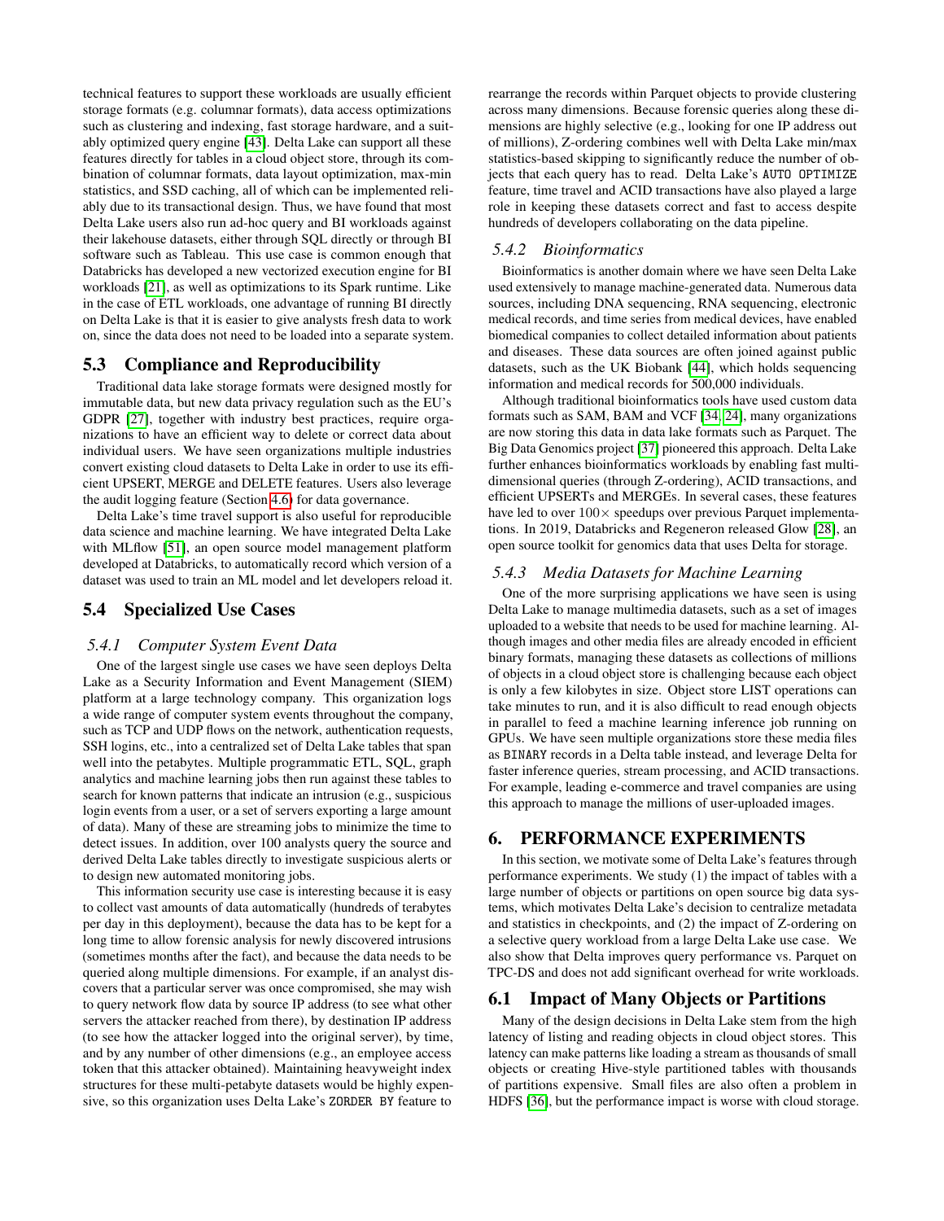technical features to support these workloads are usually efficient storage formats (e.g. columnar formats), data access optimizations such as clustering and indexing, fast storage hardware, and a suitably optimized query engine [43]. Delta Lake can support all these features directly for tables in a cloud object store, through its combination of columnar formats, data layout optimization, max-min statistics, and SSD caching, all of which can be implemented reliably due to its transactional design. Thus, we have found that most Delta Lake users also run ad-hoc query and BI workloads against their lakehouse datasets, either through SQL directly or through BI software such as Tableau. This use case is common enough that Databricks has developed a new vectorized execution engine for BI workloads [21], as well as optimizations to its Spark runtime. Like in the case of ETL workloads, one advantage of running BI directly on Delta Lake is that it is easier to give analysts fresh data to work on, since the data does not need to be loaded into a separate system.

## 5.3 Compliance and Reproducibility

Traditional data lake storage formats were designed mostly for immutable data, but new data privacy regulation such as the EU's GDPR [27], together with industry best practices, require organizations to have an efficient way to delete or correct data about individual users. We have seen organizations multiple industries convert existing cloud datasets to Delta Lake in order to use its efficient UPSERT, MERGE and DELETE features. Users also leverage the audit logging feature (Section 4.6) for data governance.

Delta Lake's time travel support is also useful for reproducible data science and machine learning. We have integrated Delta Lake with MLflow [51], an open source model management platform developed at Databricks, to automatically record which version of a dataset was used to train an ML model and let developers reload it.

## 5.4 Specialized Use Cases

### 5.4.1 Computer System Event Data

One of the largest single use cases we have seen deploys Delta Lake as a Security Information and Event Management (SIEM) platform at a large technology company. This organization logs a wide range of computer system events throughout the company, such as TCP and UDP flows on the network, authentication requests, SSH logins, etc., into a centralized set of Delta Lake tables that span well into the petabytes. Multiple programmatic ETL, SQL, graph analytics and machine learning jobs then run against these tables to search for known patterns that indicate an intrusion (e.g., suspicious login events from a user, or a set of servers exporting a large amount of data). Many of these are streaming jobs to minimize the time to detect issues. In addition, over 100 analysts query the source and derived Delta Lake tables directly to investigate suspicious alerts or to design new automated monitoring jobs.

This information security use case is interesting because it is easy to collect vast amounts of data automatically (hundreds of terabytes per day in this deployment), because the data has to be kept for a long time to allow forensic analysis for newly discovered intrusions (sometimes months after the fact), and because the data needs to be queried along multiple dimensions. For example, if an analyst discovers that a particular server was once compromised, she may wish to query network flow data by source IP address (to see what other servers the attacker reached from there), by destination IP address (to see how the attacker logged into the original server), by time, and by any number of other dimensions (e.g., an employee access token that this attacker obtained). Maintaining heavyweight index structures for these multi-petabyte datasets would be highly expensive, so this organization uses Delta Lake's `ZORDER BY` feature to rearrange the records within Parquet objects to provide clustering across many dimensions. Because forensic queries along these dimensions are highly selective (e.g., looking for one IP address out of millions), Z-ordering combines well with Delta Lake min/max statistics-based skipping to significantly reduce the number of objects that each query has to read. Delta Lake's `AUTO OPTIMIZE` feature, time travel and ACID transactions have also played a large role in keeping these datasets correct and fast to access despite hundreds of developers collaborating on the data pipeline.

### 5.4.2 Bioinformatics

Bioinformatics is another domain where we have seen Delta Lake used extensively to manage machine-generated data. Numerous data sources, including DNA sequencing, RNA sequencing, electronic medical records, and time series from medical devices, have enabled biomedical companies to collect detailed information about patients and diseases. These data sources are often joined against public datasets, such as the UK Biobank [44], which holds sequencing information and medical records for 500,000 individuals.

Although traditional bioinformatics tools have used custom data formats such as SAM, BAM and VCF [34, 24], many organizations are now storing this data in data lake formats such as Parquet. The Big Data Genomics project [37] pioneered this approach. Delta Lake further enhances bioinformatics workloads by enabling fast multi-dimensional queries (through Z-ordering), ACID transactions, and efficient UPSERTs and MERGEs. In several cases, these features have led to over $100\times$ speedups over previous Parquet implementations. In 2019, Databricks and Regeneron released Glow [28], an open source toolkit for genomics data that uses Delta for storage.

### 5.4.3 Media Datasets for Machine Learning

One of the more surprising applications we have seen is using Delta Lake to manage multimedia datasets, such as a set of images uploaded to a website that needs to be used for machine learning. Although images and other media files are already encoded in efficient binary formats, managing these datasets as collections of millions of objects in a cloud object store is challenging because each object is only a few kilobytes in size. Object store LIST operations can take minutes to run, and it is also difficult to read enough objects in parallel to feed a machine learning inference job running on GPUs. We have seen multiple organizations store these media files as `BINARY` records in a Delta table instead, and leverage Delta for faster inference queries, stream processing, and ACID transactions. For example, leading e-commerce and travel companies are using this approach to manage the millions of user-uploaded images.

# 6. PERFORMANCE EXPERIMENTS

In this section, we motivate some of Delta Lake's features through performance experiments. We study (1) the impact of tables with a large number of objects or partitions on open source big data systems, which motivates Delta Lake's decision to centralize metadata and statistics in checkpoints, and (2) the impact of Z-ordering on a selective query workload from a large Delta Lake use case. We also show that Delta improves query performance vs. Parquet on TPC-DS and does not add significant overhead for write workloads.

## 6.1 Impact of Many Objects or Partitions

Many of the design decisions in Delta Lake stem from the high latency of listing and reading objects in cloud object stores. This latency can make patterns like loading a stream as thousands of small objects or creating Hive-style partitioned tables with thousands of partitions expensive. Small files are also often a problem in HDFS [36], but the performance impact is worse with cloud storage.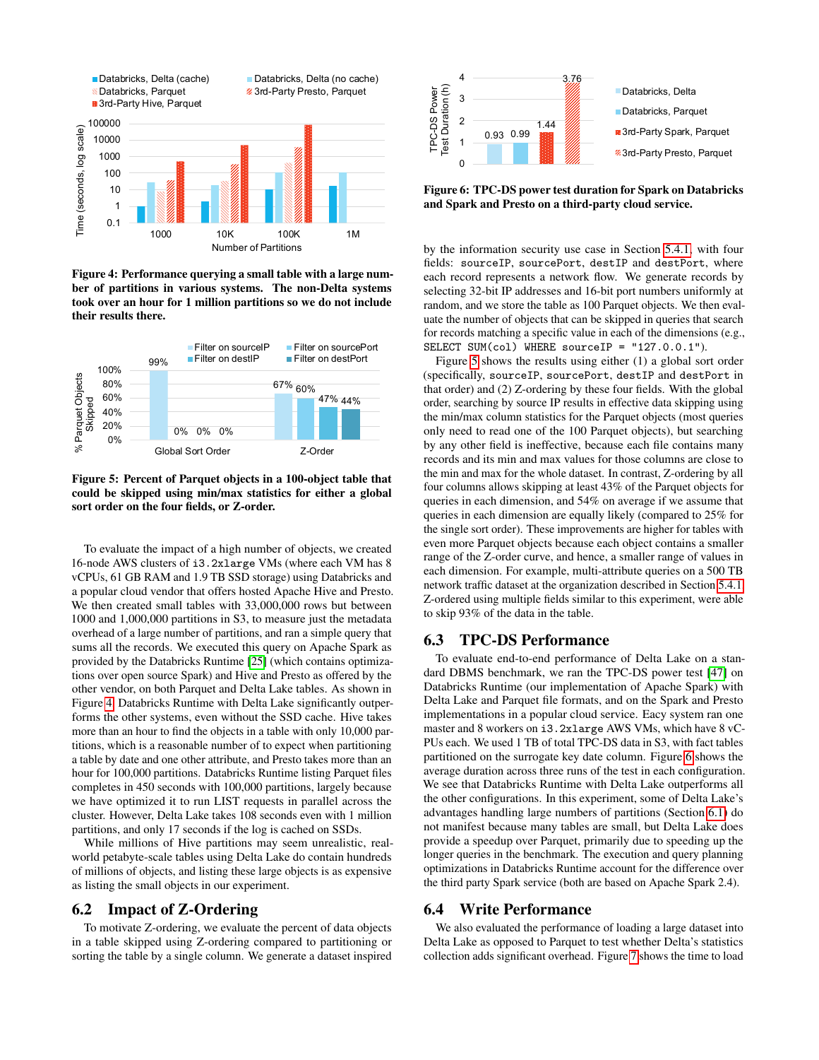**Figure 4: Performance querying a small table with a large number of partitions in various systems. The non-Delta systems took over an hour for 1 million partitions so we do not include their results there.**

**Figure 5: Percent of Parquet objects in a 100-object table that could be skipped using min/max statistics for either a global sort order on the four fields, or Z-order.**

To evaluate the impact of a high number of objects, we created 16-node AWS clusters of i3.2xlarge VMs (where each VM has 8 vCPUs, 61 GB RAM and 1.9 TB SSD storage) using Databricks and a popular cloud vendor that offers hosted Apache Hive and Presto. We then created small tables with 33,000,000 rows but between 1000 and 1,000,000 partitions in S3, to measure just the metadata overhead of a large number of partitions, and ran a simple query that sums all the records. We executed this query on Apache Spark as provided by the Databricks Runtime [25] (which contains optimizations over open source Spark) and Hive and Presto as offered by the other vendor, on both Parquet and Delta Lake tables. As shown in Figure 4, Databricks Runtime with Delta Lake significantly outperforms the other systems, even without the SSD cache. Hive takes more than an hour to find the objects in a table with only 10,000 partitions, which is a reasonable number of to expect when partitioning a table by date and one other attribute, and Presto takes more than an hour for 100,000 partitions. Databricks Runtime listing Parquet files completes in 450 seconds with 100,000 partitions, largely because we have optimized it to run LIST requests in parallel across the cluster. However, Delta Lake takes 108 seconds even with 1 million partitions, and only 17 seconds if the log is cached on SSDs.

While millions of Hive partitions may seem unrealistic, real-world petabyte-scale tables using Delta Lake do contain hundreds of millions of objects, and listing these large objects is as expensive as listing the small objects in our experiment.

## 6.2 Impact of Z-Ordering

To motivate Z-ordering, we evaluate the percent of data objects in a table skipped using Z-ordering compared to partitioning or sorting the table by a single column. We generate a dataset inspired by the information security use case in Section 5.4.1, with four fields: sourceIP, sourcePort, destIP and destPort, where each record represents a network flow. We generate records by selecting 32-bit IP addresses and 16-bit port numbers uniformly at random, and we store the table as 100 Parquet objects. We then evaluate the number of objects that can be skipped in queries that search for records matching a specific value in each of the dimensions (e.g., SELECT SUM(col) WHERE sourceIP = "127.0.0.1").

Figure 5 shows the results using either (1) a global sort order (specifically, sourceIP, sourcePort, destIP and destPort in that order) and (2) Z-ordering by these four fields. With the global order, searching by source IP results in effective data skipping using the min/max column statistics for the Parquet objects (most queries only need to read one of the 100 Parquet objects), but searching by any other field is ineffective, because each file contains many records and its min and max values for those columns are close to the min and max for the whole dataset. In contrast, Z-ordering by all four columns allows skipping at least 43% of the Parquet objects for queries in each dimension, and 54% on average if we assume that queries in each dimension are equally likely (compared to 25% for the single sort order). These improvements are higher for tables with even more Parquet objects because each object contains a smaller range of the Z-order curve, and hence, a smaller range of values in each dimension. For example, multi-attribute queries on a 500 TB network traffic dataset at the organization described in Section 5.4.1, Z-ordered using multiple fields similar to this experiment, were able to skip 93% of the data in the table.

**Figure 6: TPC-DS power test duration for Spark on Databricks and Spark and Presto on a third-party cloud service.**

## 6.3 TPC-DS Performance

To evaluate end-to-end performance of Delta Lake on a standard DBMS benchmark, we ran the TPC-DS power test [47] on Databricks Runtime (our implementation of Apache Spark) with Delta Lake and Parquet file formats, and on the Spark and Presto implementations in a popular cloud service. Eacy system ran one master and 8 workers on i3.2xlarge AWS VMs, which have 8 vCPUs each. We used 1 TB of total TPC-DS data in S3, with fact tables partitioned on the surrogate key date column. Figure 6 shows the average duration across three runs of the test in each configuration. We see that Databricks Runtime with Delta Lake outperforms all the other configurations. In this experiment, some of Delta Lake's advantages handling large numbers of partitions (Section 6.1) do not manifest because many tables are small, but Delta Lake does provide a speedup over Parquet, primarily due to speeding up the longer queries in the benchmark. The execution and query planning optimizations in Databricks Runtime account for the difference over the third party Spark service (both are based on Apache Spark 2.4).

## 6.4 Write Performance

We also evaluated the performance of loading a large dataset into Delta Lake as opposed to Parquet to test whether Delta's statistics collection adds significant overhead. Figure 7 shows the time to load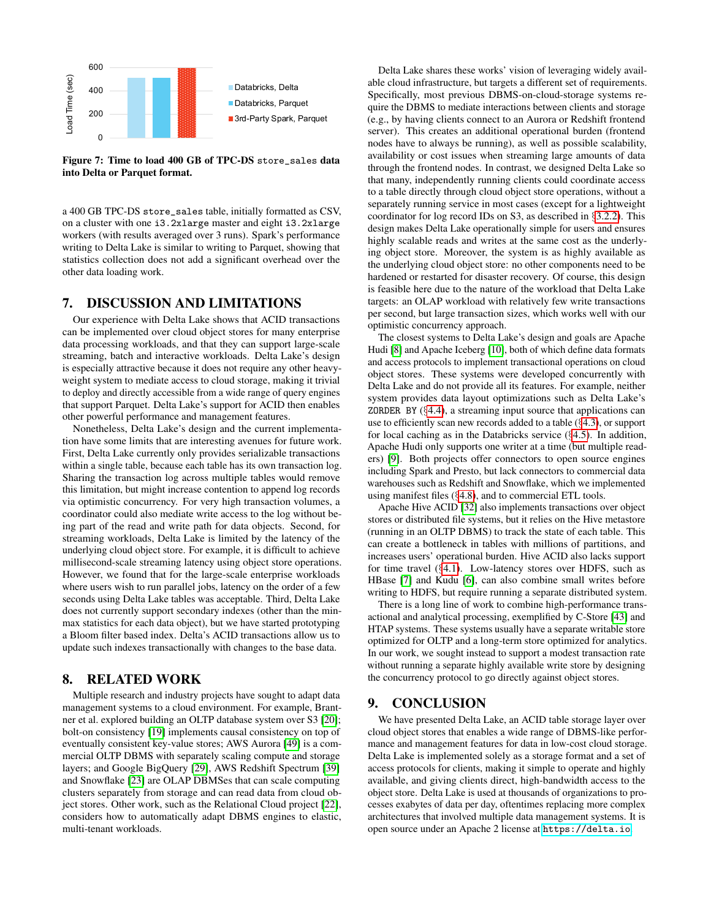Figure 7: Time to load 400 GB of TPC-DS `store_sales` data into Delta or Parquet format.

a 400 GB TPC-DS `store_sales` table, initially formatted as CSV, on a cluster with one `i3.2xlarge` master and eight `i3.2xlarge` workers (with results averaged over 3 runs). Spark's performance writing to Delta Lake is similar to writing to Parquet, showing that statistics collection does not add a significant overhead over the other data loading work.

# 7. DISCUSSION AND LIMITATIONS

Our experience with Delta Lake shows that ACID transactions can be implemented over cloud object stores for many enterprise data processing workloads, and that they can support large-scale streaming, batch and interactive workloads. Delta Lake's design is especially attractive because it does not require any other heavy-weight system to mediate access to cloud storage, making it trivial to deploy and directly accessible from a wide range of query engines that support Parquet. Delta Lake's support for ACID then enables other powerful performance and management features.

Nonetheless, Delta Lake's design and the current implementation have some limits that are interesting avenues for future work. First, Delta Lake currently only provides serializable transactions within a single table, because each table has its own transaction log. Sharing the transaction log across multiple tables would remove this limitation, but might increase contention to append log records via optimistic concurrency. For very high transaction volumes, a coordinator could also mediate write access to the log without being part of the read and write path for data objects. Second, for streaming workloads, Delta Lake is limited by the latency of the underlying cloud object store. For example, it is difficult to achieve millisecond-scale streaming latency using object store operations. However, we found that for the large-scale enterprise workloads where users wish to run parallel jobs, latency on the order of a few seconds using Delta Lake tables was acceptable. Third, Delta Lake does not currently support secondary indexes (other than the min-max statistics for each data object), but we have started prototyping a Bloom filter based index. Delta's ACID transactions allow us to update such indexes transactionally with changes to the base data.

# 8. RELATED WORK

Multiple research and industry projects have sought to adapt data management systems to a cloud environment. For example, Brantner et al. explored building an OLTP database system over S3 [20]; bolt-on consistency [19] implements causal consistency on top of eventually consistent key-value stores; AWS Aurora [49] is a commercial OLTP DBMS with separately scaling compute and storage layers; and Google BigQuery [29], AWS Redshift Spectrum [39] and Snowflake [23] are OLAP DBMSes that can scale computing clusters separately from storage and can read data from cloud object stores. Other work, such as the Relational Cloud project [22], considers how to automatically adapt DBMS engines to elastic, multi-tenant workloads.

Delta Lake shares these works' vision of leveraging widely available cloud infrastructure, but targets a different set of requirements. Specifically, most previous DBMS-on-cloud-storage systems require the DBMS to mediate interactions between clients and storage (e.g., by having clients connect to an Aurora or Redshift frontend server). This creates an additional operational burden (frontend nodes have to always be running), as well as possible scalability, availability or cost issues when streaming large amounts of data through the frontend nodes. In contrast, we designed Delta Lake so that many, independently running clients could coordinate access to a table directly through cloud object store operations, without a separately running service in most cases (except for a lightweight coordinator for log record IDs on S3, as described in §3.2.2). This design makes Delta Lake operationally simple for users and ensures highly scalable reads and writes at the same cost as the underlying object store. Moreover, the system is as highly available as the underlying cloud object store: no other components need to be hardened or restarted for disaster recovery. Of course, this design is feasible here due to the nature of the workload that Delta Lake targets: an OLAP workload with relatively few write transactions per second, but large transaction sizes, which works well with our optimistic concurrency approach.

The closest systems to Delta Lake's design and goals are Apache Hudi [8] and Apache Iceberg [10], both of which define data formats and access protocols to implement transactional operations on cloud object stores. These systems were developed concurrently with Delta Lake and do not provide all its features. For example, neither system provides data layout optimizations such as Delta Lake's `ZORDER BY` (§4.4), a streaming input source that applications can use to efficiently scan new records added to a table (§4.3), or support for local caching as in the Databricks service (§4.5). In addition, Apache Hudi only supports one writer at a time (but multiple readers) [9]. Both projects offer connectors to open source engines including Spark and Presto, but lack connectors to commercial data warehouses such as Redshift and Snowflake, which we implemented using manifest files (§4.8), and to commercial ETL tools.

Apache Hive ACID [32] also implements transactions over object stores or distributed file systems, but it relies on the Hive metastore (running in an OLTP DBMS) to track the state of each table. This can create a bottleneck in tables with millions of partitions, and increases users' operational burden. Hive ACID also lacks support for time travel (§4.1). Low-latency stores over HDFS, such as HBase [7] and Kudu [6], can also combine small writes before writing to HDFS, but require running a separate distributed system.

There is a long line of work to combine high-performance transactional and analytical processing, exemplified by C-Store [43] and HTAP systems. These systems usually have a separate writable store optimized for OLTP and a long-term store optimized for analytics. In our work, we sought instead to support a modest transaction rate without running a separate highly available write store by designing the concurrency protocol to go directly against object stores.

# 9. CONCLUSION

We have presented Delta Lake, an ACID table storage layer over cloud object stores that enables a wide range of DBMS-like performance and management features for data in low-cost cloud storage. Delta Lake is implemented solely as a storage format and a set of access protocols for clients, making it simple to operate and highly available, and giving clients direct, high-bandwidth access to the object store. Delta Lake is used at thousands of organizations to process exabytes of data per day, oftentimes replacing more complex architectures that involved multiple data management systems. It is open source under an Apache 2 license at https://delta.io.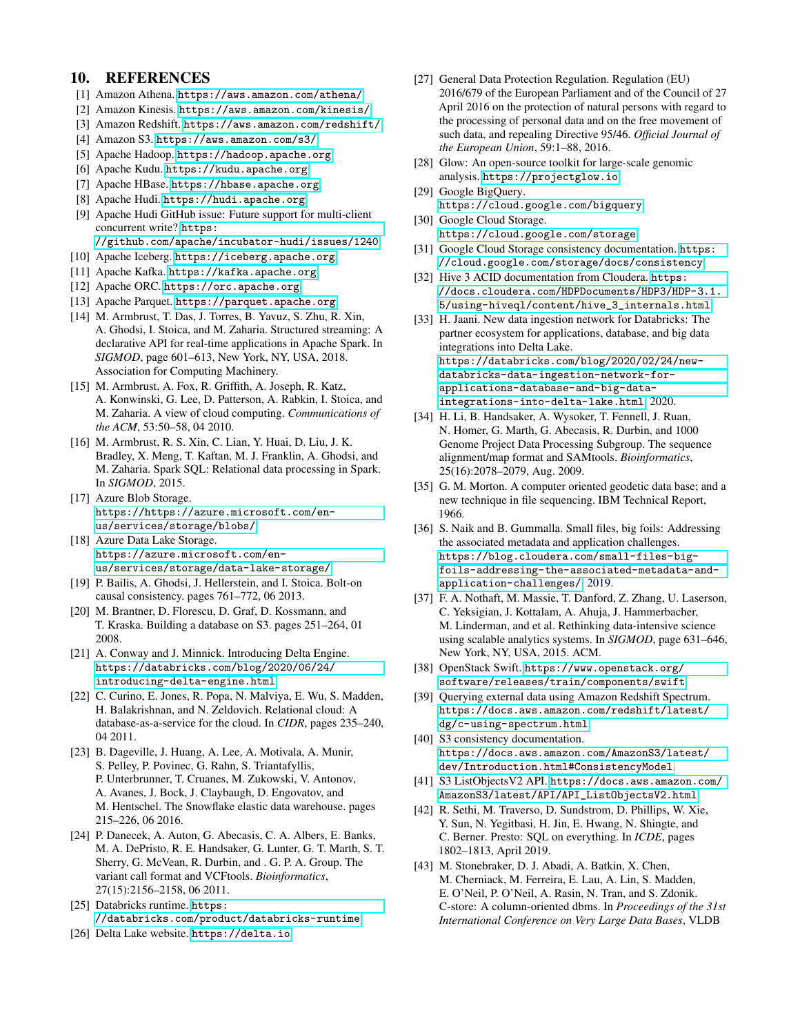## 10. REFERENCES

[1] Amazon Athena. https://aws.amazon.com/athena/

[2] Amazon Kinesis. https://aws.amazon.com/kinesis/

[3] Amazon Redshift. https://aws.amazon.com/redshift/

[4] Amazon S3. https://aws.amazon.com/s3/

[5] Apache Hadoop. https://hadoop.apache.org

[6] Apache Kudu. https://kudu.apache.org

[7] Apache HBase. https://hbase.apache.org

[8] Apache Hudi. https://hudi.apache.org

[9] Apache Hudi GitHub issue: Future support for multi-client concurrent write? https://github.com/apache/incubator-hudi/issues/1240

[10] Apache Iceberg. https://iceberg.apache.org

[11] Apache Kafka. https://kafka.apache.org

[12] Apache ORC. https://orc.apache.org

[13] Apache Parquet. https://parquet.apache.org

[14] M. Armbrust, T. Das, J. Torres, B. Yavuz, S. Zhu, R. Xin, A. Ghodsi, I. Stoica, and M. Zaharia. Structured streaming: A declarative API for real-time applications in Apache Spark. In *SIGMOD*, page 601–613, New York, NY, USA, 2018. Association for Computing Machinery.

[15] M. Armbrust, A. Fox, R. Griffith, A. Joseph, R. Katz, A. Konwinski, G. Lee, D. Patterson, A. Rabkin, I. Stoica, and M. Zaharia. A view of cloud computing. *Communications of the ACM*, 53:50–58, 04 2010.

[16] M. Armbrust, R. S. Xin, C. Lian, Y. Huai, D. Liu, J. K. Bradley, X. Meng, T. Kaftan, M. J. Franklin, A. Ghodsi, and M. Zaharia. Spark SQL: Relational data processing in Spark. In *SIGMOD*, 2015.

[17] Azure Blob Storage. https://https://azure.microsoft.com/en-us/services/storage/blobs/

[18] Azure Data Lake Storage. https://azure.microsoft.com/en-us/services/storage/data-lake-storage/

[19] P. Bailis, A. Ghodsi, J. Hellerstein, and I. Stoica. Bolt-on causal consistency. pages 761–772, 06 2013.

[20] M. Brantner, D. Florescu, D. Graf, D. Kossmann, and T. Kraska. Building a database on S3. pages 251–264, 01 2008.

[21] A. Conway and J. Minnick. Introducing Delta Engine. https://databricks.com/blog/2020/06/24/introducing-delta-engine.html

[22] C. Curino, E. Jones, R. Popa, N. Malviya, E. Wu, S. Madden, H. Balakrishnan, and N. Zeldovich. Relational cloud: A database-as-a-service for the cloud. In *CIDR*, pages 235–240, 04 2011.

[23] B. Dageville, J. Huang, A. Lee, A. Motivala, A. Munir, S. Pelley, P. Povinec, G. Rahn, S. Triantafyllis, P. Unterbrunner, T. Cruanes, M. Zukowski, V. Antonov, A. Avanes, J. Bock, J. Claybaugh, D. Engovatov, and M. Hentschel. The Snowflake elastic data warehouse. pages 215–226, 06 2016.

[24] P. Danecek, A. Auton, G. Abecasis, C. A. Albers, E. Banks, M. A. DePristo, R. E. Handsaker, G. Lunter, G. T. Marth, S. T. Sherry, G. McVean, R. Durbin, and . G. P. A. Group. The variant call format and VCFtools. *Bioinformatics*, 27(15):2156–2158, 06 2011.

[25] Databricks runtime. https://databricks.com/product/databricks-runtime

[26] Delta Lake website. https://delta.io

[27] General Data Protection Regulation. Regulation (EU) 2016/679 of the European Parliament and of the Council of 27 April 2016 on the protection of natural persons with regard to the processing of personal data and on the free movement of such data, and repealing Directive 95/46. *Official Journal of the European Union*, 59:1–88, 2016.

[28] Glow: An open-source toolkit for large-scale genomic analysis. https://projectglow.io

[29] Google BigQuery. https://cloud.google.com/bigquery

[30] Google Cloud Storage. https://cloud.google.com/storage

[31] Google Cloud Storage consistency documentation. https://cloud.google.com/storage/docs/consistency

[32] Hive 3 ACID documentation from Cloudera. https://docs.cloudera.com/HDPDocuments/HDP3/HDP-3.1.5/using-hiveql/content/hive_3_internals.html

[33] H. Jaani. New data ingestion network for Databricks: The partner ecosystem for applications, database, and big data integrations into Delta Lake. https://databricks.com/blog/2020/02/24/new-databricks-data-ingestion-network-for-applications-database-and-big-data-integrations-into-delta-lake.html, 2020.

[34] H. Li, B. Handsaker, A. Wysoker, T. Fennell, J. Ruan, N. Homer, G. Marth, G. Abecasis, R. Durbin, and 1000 Genome Project Data Processing Subgroup. The sequence alignment/map format and SAMtools. *Bioinformatics*, 25(16):2078–2079, Aug. 2009.

[35] G. M. Morton. A computer oriented geodetic data base; and a new technique in file sequencing. IBM Technical Report, 1966.

[36] S. Naik and B. Gummalla. Small files, big foils: Addressing the associated metadata and application challenges. https://blog.cloudera.com/small-files-big-foils-addressing-the-associated-metadata-and-application-challenges/, 2019.

[37] F. A. Nothaft, M. Massie, T. Danford, Z. Zhang, U. Laserson, C. Yeksigian, J. Kottalam, A. Ahuja, J. Hammerbacher, M. Linderman, and et al. Rethinking data-intensive science using scalable analytics systems. In *SIGMOD*, page 631–646, New York, NY, USA, 2015. ACM.

[38] OpenStack Swift. https://www.openstack.org/software/releases/train/components/swift

[39] Querying external data using Amazon Redshift Spectrum. https://docs.aws.amazon.com/redshift/latest/dg/c-using-spectrum.html

[40] S3 consistency documentation. https://docs.aws.amazon.com/AmazonS3/latest/dev/Introduction.html#ConsistencyModel

[41] S3 ListObjectsV2 API. https://docs.aws.amazon.com/AmazonS3/latest/API/API_ListObjectsV2.html

[42] R. Sethi, M. Traverso, D. Sundstrom, D. Phillips, W. Xie, Y. Sun, N. Yegitbasi, H. Jin, E. Hwang, N. Shingte, and C. Berner. Presto: SQL on everything. In *ICDE*, pages 1802–1813, April 2019.

[43] M. Stonebraker, D. J. Abadi, A. Batkin, X. Chen, M. Cherniack, M. Ferreira, E. Lau, A. Lin, S. Madden, E. O'Neil, P. O'Neil, A. Rasin, N. Tran, and S. Zdonik. C-store: A column-oriented dbms. In *Proceedings of the 31st International Conference on Very Large Data Bases*, VLDB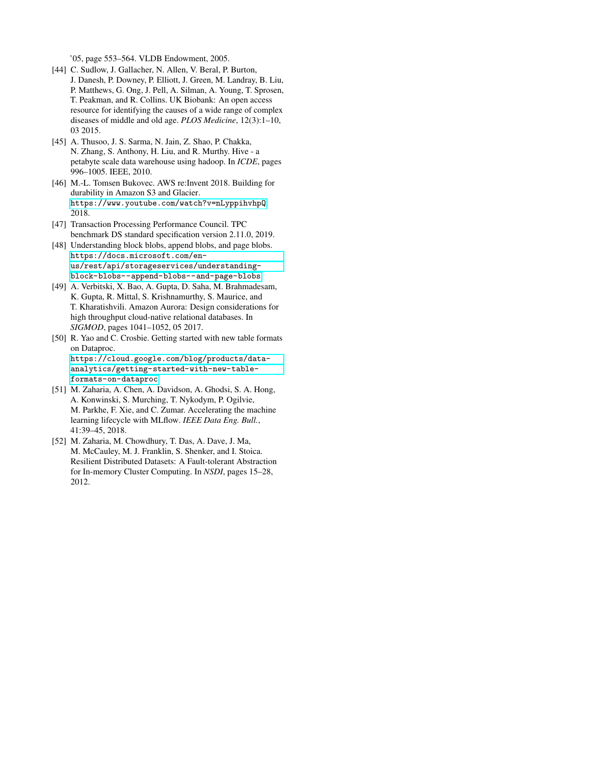'05, page 553–564. VLDB Endowment, 2005.

[44] C. Sudlow, J. Gallacher, N. Allen, V. Beral, P. Burton, J. Danesh, P. Downey, P. Elliott, J. Green, M. Landray, B. Liu, P. Matthews, G. Ong, J. Pell, A. Silman, A. Young, T. Sprosen, T. Peakman, and R. Collins. UK Biobank: An open access resource for identifying the causes of a wide range of complex diseases of middle and old age. *PLOS Medicine*, 12(3):1–10, 03 2015.

[45] A. Thusoo, J. S. Sarma, N. Jain, Z. Shao, P. Chakka, N. Zhang, S. Anthony, H. Liu, and R. Murthy. Hive - a petabyte scale data warehouse using hadoop. In *ICDE*, pages 996–1005. IEEE, 2010.

[46] M.-L. Tomsen Bukovec. AWS re:Invent 2018. Building for durability in Amazon S3 and Glacier. `https://www.youtube.com/watch?v=nLyppihvhpQ` 2018.

[47] Transaction Processing Performance Council. TPC benchmark DS standard specification version 2.11.0, 2019.

[48] Understanding block blobs, append blobs, and page blobs. `https://docs.microsoft.com/en-us/rest/api/storageservices/understanding-block-blobs--append-blobs--and-page-blobs`

[49] A. Verbitski, X. Bao, A. Gupta, D. Saha, M. Brahmadesam, K. Gupta, R. Mittal, S. Krishnamurthy, S. Maurice, and T. Kharatishvili. Amazon Aurora: Design considerations for high throughput cloud-native relational databases. In *SIGMOD*, pages 1041–1052, 05 2017.

[50] R. Yao and C. Crosbie. Getting started with new table formats on Dataproc. `https://cloud.google.com/blog/products/data-analytics/getting-started-with-new-table-formats-on-dataproc`

[51] M. Zaharia, A. Chen, A. Davidson, A. Ghodsi, S. A. Hong, A. Konwinski, S. Murching, T. Nykodym, P. Ogilvie, M. Parkhe, F. Xie, and C. Zumar. Accelerating the machine learning lifecycle with MLflow. *IEEE Data Eng. Bull.*, 41:39–45, 2018.

[52] M. Zaharia, M. Chowdhury, T. Das, A. Dave, J. Ma, M. McCauley, M. J. Franklin, S. Shenker, and I. Stoica. Resilient Distributed Datasets: A Fault-tolerant Abstraction for In-memory Cluster Computing. In *NSDI*, pages 15–28, 2012.